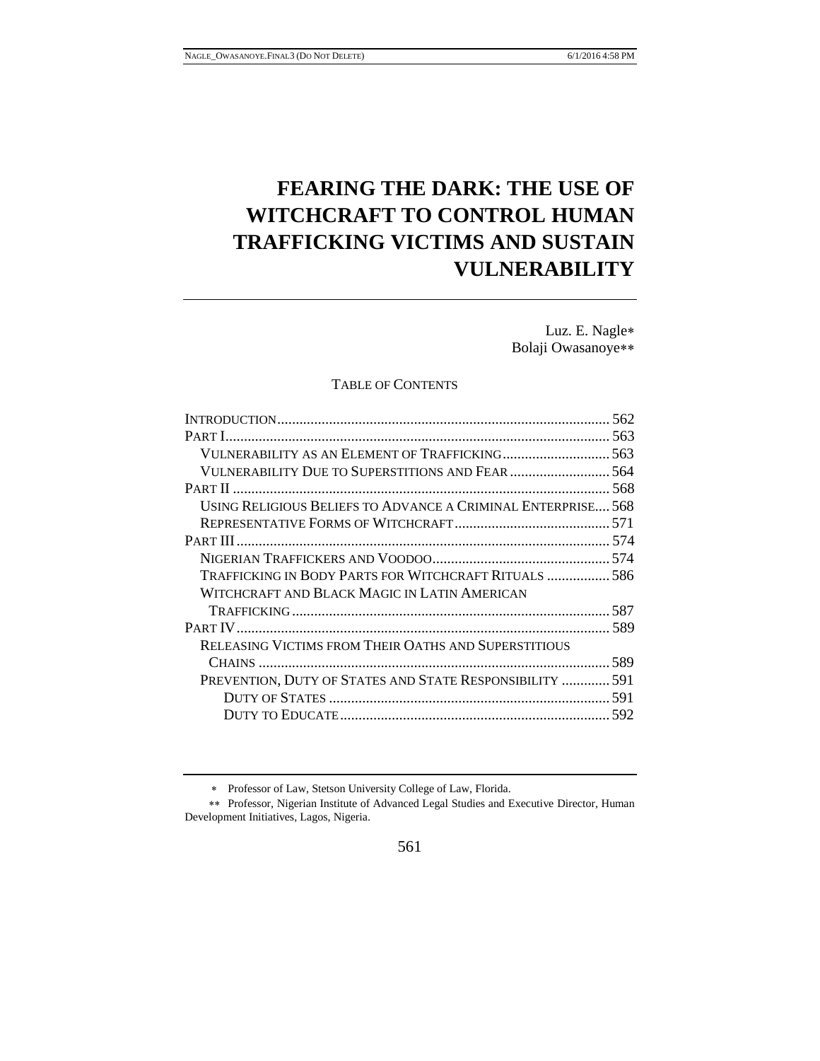# FEARING THE DARK: THE USE OF WITCHCRAFT TO CONTROL HUMAN TRAFFICKING VICTIMS AND SUSTAIN VULNERABILITY

Luz. E. Nagle*
Bolaji Owasanoye**

TABLE OF CONTENTS

| | |
|---|---|
| INTRODUCTION | 562 |
| PART I | 563 |
| VULNERABILITY AS AN ELEMENT OF TRAFFICKING | 563 |
| VULNERABILITY DUE TO SUPERSTITIONS AND FEAR | 564 |
| PART II | 568 |
| USING RELIGIOUS BELIEFS TO ADVANCE A CRIMINAL ENTERPRISE | 568 |
| REPRESENTATIVE FORMS OF WITCHCRAFT | 571 |
| PART III | 574 |
| NIGERIAN TRAFFICKERS AND VOODOO | 574 |
| TRAFFICKING IN BODY PARTS FOR WITCHCRAFT RITUALS | 586 |
| WITCHCRAFT AND BLACK MAGIC IN LATIN AMERICAN TRAFFICKING | 587 |
| PART IV | 589 |
| RELEASING VICTIMS FROM THEIR OATHS AND SUPERSTITIOUS CHAINS | 589 |
| PREVENTION, DUTY OF STATES AND STATE RESPONSIBILITY | 591 |
| DUTY OF STATES | 591 |
| DUTY TO EDUCATE | 592 |

---

\* Professor of Law, Stetson University College of Law, Florida.

\*\* Professor, Nigerian Institute of Advanced Legal Studies and Executive Director, Human Development Initiatives, Lagos, Nigeria.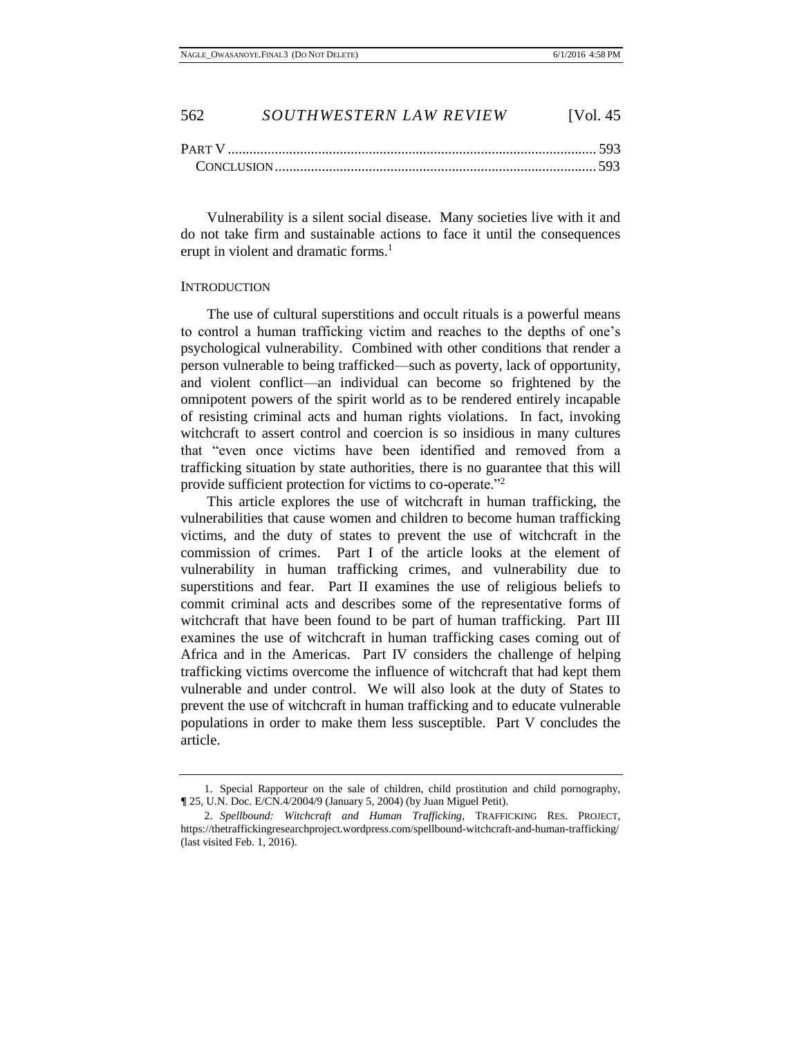PART V ..................................................................................................... 593
CONCLUSION ........................................................................................ 593

Vulnerability is a silent social disease. Many societies live with it and do not take firm and sustainable actions to face it until the consequences erupt in violent and dramatic forms.[1]

## INTRODUCTION

The use of cultural superstitions and occult rituals is a powerful means to control a human trafficking victim and reaches to the depths of one's psychological vulnerability. Combined with other conditions that render a person vulnerable to being trafficked—such as poverty, lack of opportunity, and violent conflict—an individual can become so frightened by the omnipotent powers of the spirit world as to be rendered entirely incapable of resisting criminal acts and human rights violations. In fact, invoking witchcraft to assert control and coercion is so insidious in many cultures that "even once victims have been identified and removed from a trafficking situation by state authorities, there is no guarantee that this will provide sufficient protection for victims to co-operate."[2]

This article explores the use of witchcraft in human trafficking, the vulnerabilities that cause women and children to become human trafficking victims, and the duty of states to prevent the use of witchcraft in the commission of crimes. Part I of the article looks at the element of vulnerability in human trafficking crimes, and vulnerability due to superstitions and fear. Part II examines the use of religious beliefs to commit criminal acts and describes some of the representative forms of witchcraft that have been found to be part of human trafficking. Part III examines the use of witchcraft in human trafficking cases coming out of Africa and in the Americas. Part IV considers the challenge of helping trafficking victims overcome the influence of witchcraft that had kept them vulnerable and under control. We will also look at the duty of States to prevent the use of witchcraft in human trafficking and to educate vulnerable populations in order to make them less susceptible. Part V concludes the article.

---

1. Special Rapporteur on the sale of children, child prostitution and child pornography, ¶ 25, U.N. Doc. E/CN.4/2004/9 (January 5, 2004) (by Juan Miguel Petit).

2. *Spellbound: Witchcraft and Human Trafficking*, TRAFFICKING RES. PROJECT, https://thetraffickingresearchproject.wordpress.com/spellbound-witchcraft-and-human-trafficking/ (last visited Feb. 1, 2016).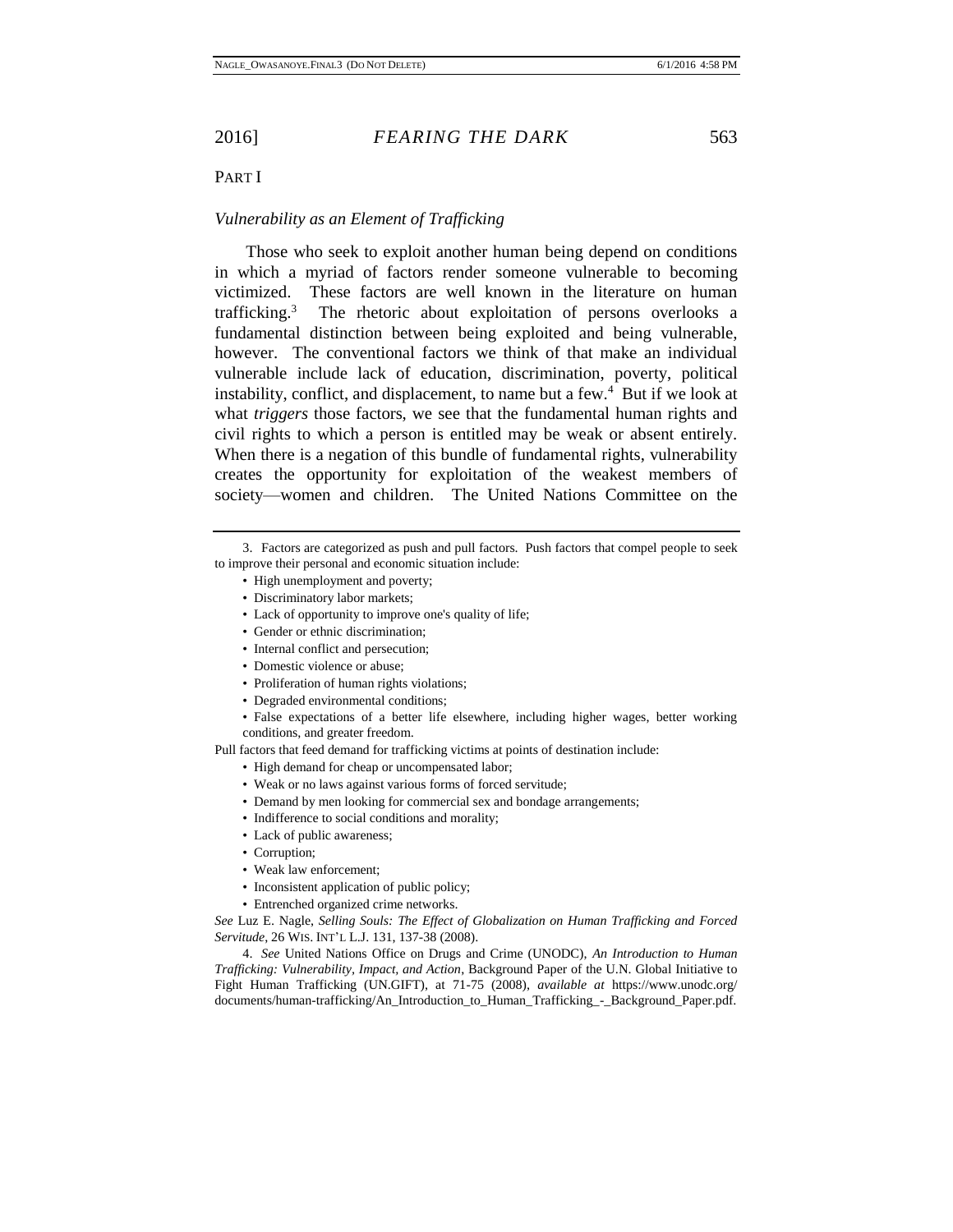PART I

*Vulnerability as an Element of Trafficking*

Those who seek to exploit another human being depend on conditions in which a myriad of factors render someone vulnerable to becoming victimized. These factors are well known in the literature on human trafficking.[3] The rhetoric about exploitation of persons overlooks a fundamental distinction between being exploited and being vulnerable, however. The conventional factors we think of that make an individual vulnerable include lack of education, discrimination, poverty, political instability, conflict, and displacement, to name but a few.[4] But if we look at what *triggers* those factors, we see that the fundamental human rights and civil rights to which a person is entitled may be weak or absent entirely. When there is a negation of this bundle of fundamental rights, vulnerability creates the opportunity for exploitation of the weakest members of society—women and children. The United Nations Committee on the

---

3. Factors are categorized as push and pull factors. Push factors that compel people to seek to improve their personal and economic situation include:

- High unemployment and poverty;
- Discriminatory labor markets;
- Lack of opportunity to improve one's quality of life;
- Gender or ethnic discrimination;
- Internal conflict and persecution;
- Domestic violence or abuse;
- Proliferation of human rights violations;
- Degraded environmental conditions;
- False expectations of a better life elsewhere, including higher wages, better working conditions, and greater freedom.

Pull factors that feed demand for trafficking victims at points of destination include:

- High demand for cheap or uncompensated labor;
- Weak or no laws against various forms of forced servitude;
- Demand by men looking for commercial sex and bondage arrangements;
- Indifference to social conditions and morality;
- Lack of public awareness;
- Corruption;
- Weak law enforcement;
- Inconsistent application of public policy;
- Entrenched organized crime networks.

*See* Luz E. Nagle, *Selling Souls: The Effect of Globalization on Human Trafficking and Forced Servitude*, 26 WIS. INT'L L.J. 131, 137-38 (2008).

4. *See* United Nations Office on Drugs and Crime (UNODC), *An Introduction to Human Trafficking: Vulnerability, Impact, and Action*, Background Paper of the U.N. Global Initiative to Fight Human Trafficking (UN.GIFT), at 71-75 (2008), *available at* https://www.unodc.org/documents/human-trafficking/An_Introduction_to_Human_Trafficking_-_Background_Paper.pdf.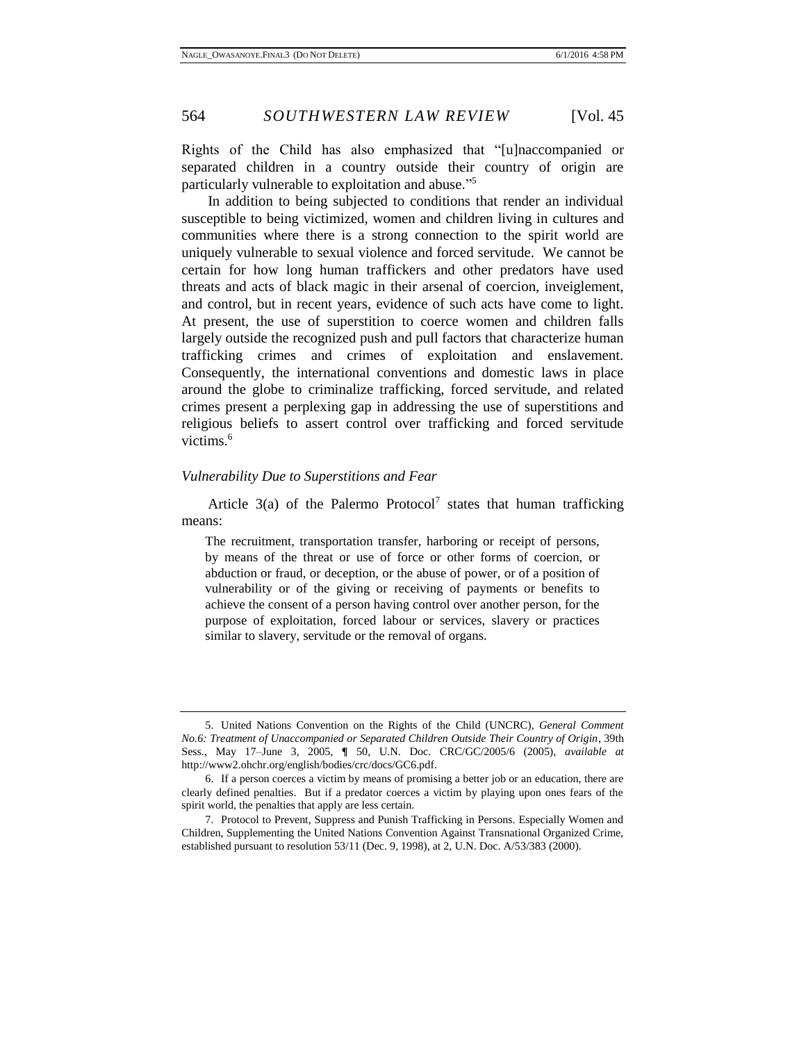Rights of the Child has also emphasized that "[u]naccompanied or separated children in a country outside their country of origin are particularly vulnerable to exploitation and abuse."[5]

In addition to being subjected to conditions that render an individual susceptible to being victimized, women and children living in cultures and communities where there is a strong connection to the spirit world are uniquely vulnerable to sexual violence and forced servitude. We cannot be certain for how long human traffickers and other predators have used threats and acts of black magic in their arsenal of coercion, inveiglement, and control, but in recent years, evidence of such acts have come to light. At present, the use of superstition to coerce women and children falls largely outside the recognized push and pull factors that characterize human trafficking crimes and crimes of exploitation and enslavement. Consequently, the international conventions and domestic laws in place around the globe to criminalize trafficking, forced servitude, and related crimes present a perplexing gap in addressing the use of superstitions and religious beliefs to assert control over trafficking and forced servitude victims.[6]

### *Vulnerability Due to Superstitions and Fear*

Article 3(a) of the Palermo Protocol[7] states that human trafficking means:

> The recruitment, transportation transfer, harboring or receipt of persons, by means of the threat or use of force or other forms of coercion, or abduction or fraud, or deception, or the abuse of power, or of a position of vulnerability or of the giving or receiving of payments or benefits to achieve the consent of a person having control over another person, for the purpose of exploitation, forced labour or services, slavery or practices similar to slavery, servitude or the removal of organs.

---

5. United Nations Convention on the Rights of the Child (UNCRC), *General Comment No.6: Treatment of Unaccompanied or Separated Children Outside Their Country of Origin*, 39th Sess., May 17–June 3, 2005, ¶ 50, U.N. Doc. CRC/GC/2005/6 (2005), *available at* http://www2.ohchr.org/english/bodies/crc/docs/GC6.pdf.

6. If a person coerces a victim by means of promising a better job or an education, there are clearly defined penalties. But if a predator coerces a victim by playing upon ones fears of the spirit world, the penalties that apply are less certain.

7. Protocol to Prevent, Suppress and Punish Trafficking in Persons. Especially Women and Children, Supplementing the United Nations Convention Against Transnational Organized Crime, established pursuant to resolution 53/11 (Dec. 9, 1998), at 2, U.N. Doc. A/53/383 (2000).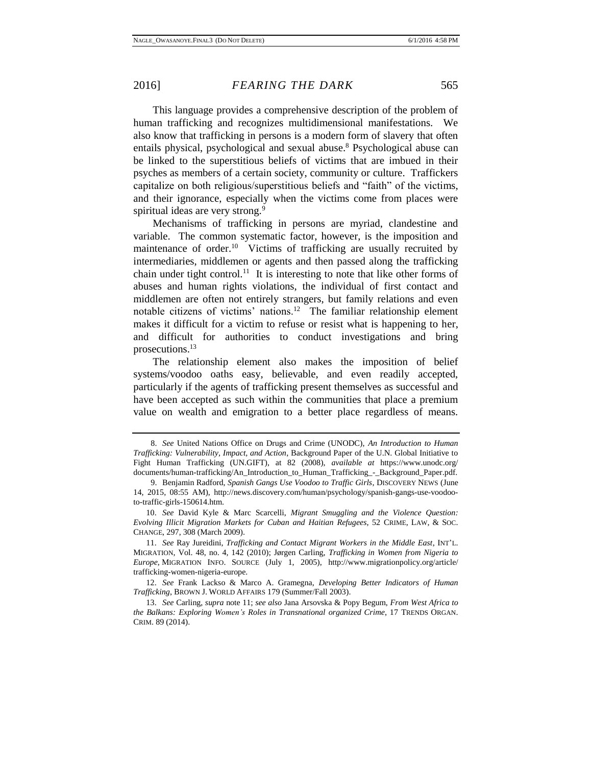This language provides a comprehensive description of the problem of human trafficking and recognizes multidimensional manifestations. We also know that trafficking in persons is a modern form of slavery that often entails physical, psychological and sexual abuse.[8] Psychological abuse can be linked to the superstitious beliefs of victims that are imbued in their psyches as members of a certain society, community or culture. Traffickers capitalize on both religious/superstitious beliefs and "faith" of the victims, and their ignorance, especially when the victims come from places were spiritual ideas are very strong.[9]

Mechanisms of trafficking in persons are myriad, clandestine and variable. The common systematic factor, however, is the imposition and maintenance of order.[10] Victims of trafficking are usually recruited by intermediaries, middlemen or agents and then passed along the trafficking chain under tight control.[11] It is interesting to note that like other forms of abuses and human rights violations, the individual of first contact and middlemen are often not entirely strangers, but family relations and even notable citizens of victims' nations.[12] The familiar relationship element makes it difficult for a victim to refuse or resist what is happening to her, and difficult for authorities to conduct investigations and bring prosecutions.[13]

The relationship element also makes the imposition of belief systems/voodoo oaths easy, believable, and even readily accepted, particularly if the agents of trafficking present themselves as successful and have been accepted as such within the communities that place a premium value on wealth and emigration to a better place regardless of means.

---

8. *See* United Nations Office on Drugs and Crime (UNODC), *An Introduction to Human Trafficking: Vulnerability, Impact, and Action*, Background Paper of the U.N. Global Initiative to Fight Human Trafficking (UN.GIFT), at 82 (2008), *available at* https://www.unodc.org/documents/human-trafficking/An_Introduction_to_Human_Trafficking_-_Background_Paper.pdf.

9. Benjamin Radford, *Spanish Gangs Use Voodoo to Traffic Girls*, DISCOVERY NEWS (June 14, 2015, 08:55 AM), http://news.discovery.com/human/psychology/spanish-gangs-use-voodoo-to-traffic-girls-150614.htm.

10. *See* David Kyle & Marc Scarcelli, *Migrant Smuggling and the Violence Question: Evolving Illicit Migration Markets for Cuban and Haitian Refugees*, 52 CRIME, LAW, & SOC. CHANGE, 297, 308 (March 2009).

11. *See* Ray Jureidini, *Trafficking and Contact Migrant Workers in the Middle East*, INT'L. MIGRATION, Vol. 48, no. 4, 142 (2010); Jørgen Carling, *Trafficking in Women from Nigeria to Europe*, MIGRATION INFO. SOURCE (July 1, 2005), http://www.migrationpolicy.org/article/trafficking-women-nigeria-europe.

12. *See* Frank Lackso & Marco A. Gramegna, *Developing Better Indicators of Human Trafficking*, BROWN J. WORLD AFFAIRS 179 (Summer/Fall 2003).

13. *See* Carling, *supra* note 11; *see also* Jana Arsovska & Popy Begum, *From West Africa to the Balkans: Exploring Women's Roles in Transnational organized Crime*, 17 TRENDS ORGAN. CRIM. 89 (2014).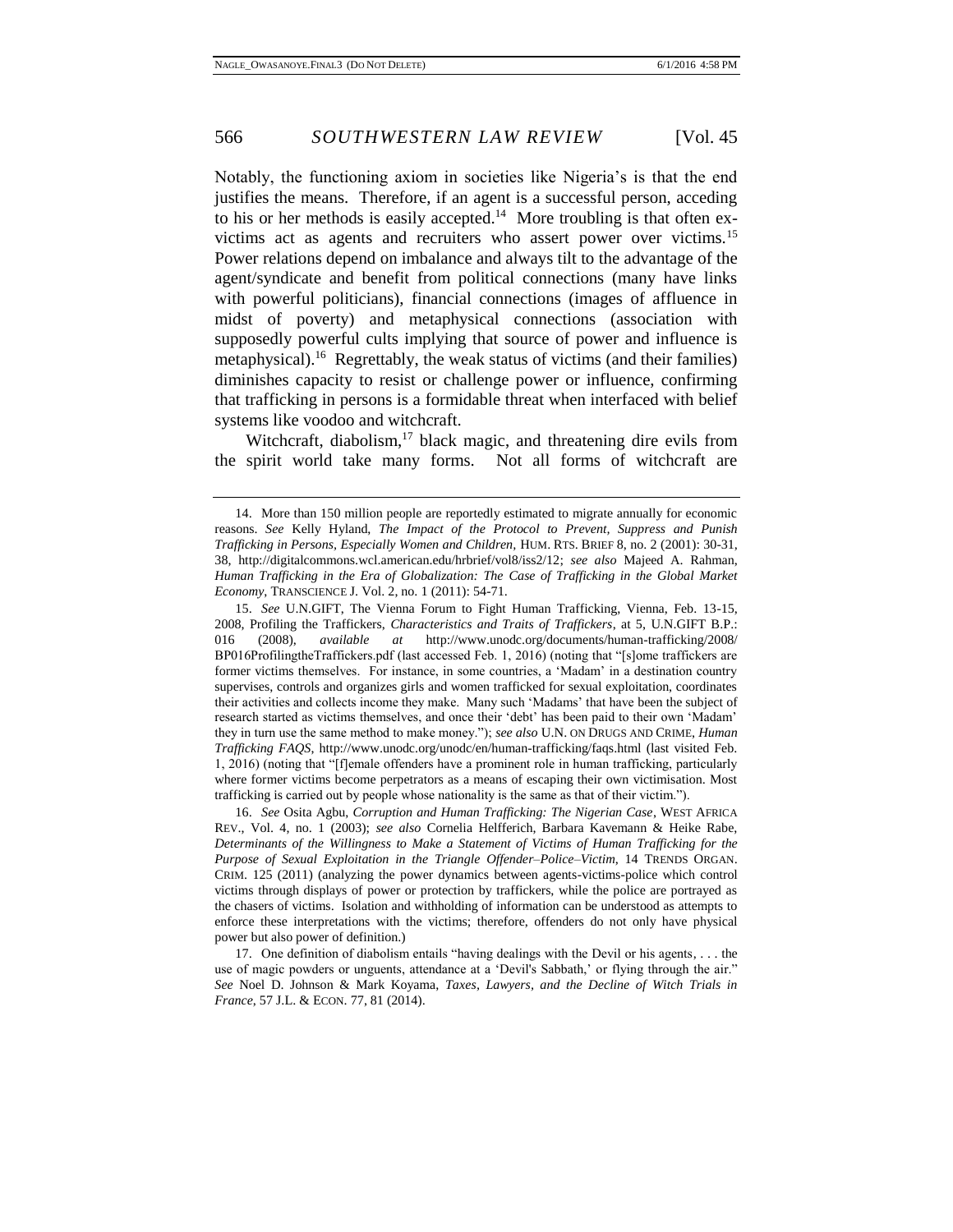Notably, the functioning axiom in societies like Nigeria's is that the end justifies the means. Therefore, if an agent is a successful person, acceding to his or her methods is easily accepted.[14] More troubling is that often ex-victims act as agents and recruiters who assert power over victims.[15] Power relations depend on imbalance and always tilt to the advantage of the agent/syndicate and benefit from political connections (many have links with powerful politicians), financial connections (images of affluence in midst of poverty) and metaphysical connections (association with supposedly powerful cults implying that source of power and influence is metaphysical).[16] Regrettably, the weak status of victims (and their families) diminishes capacity to resist or challenge power or influence, confirming that trafficking in persons is a formidable threat when interfaced with belief systems like voodoo and witchcraft.

Witchcraft, diabolism,[17] black magic, and threatening dire evils from the spirit world take many forms. Not all forms of witchcraft are

---

14. More than 150 million people are reportedly estimated to migrate annually for economic reasons. *See* Kelly Hyland, *The Impact of the Protocol to Prevent, Suppress and Punish Trafficking in Persons, Especially Women and Children*, HUM. RTS. BRIEF 8, no. 2 (2001): 30-31, 38, http://digitalcommons.wcl.american.edu/hrbrief/vol8/iss2/12; *see also* Majeed A. Rahman, *Human Trafficking in the Era of Globalization: The Case of Trafficking in the Global Market Economy*, TRANSCIENCE J. Vol. 2, no. 1 (2011): 54-71.

15. *See* U.N.GIFT, The Vienna Forum to Fight Human Trafficking, Vienna, Feb. 13-15, 2008, Profiling the Traffickers, *Characteristics and Traits of Traffickers*, at 5, U.N.GIFT B.P.: 016 (2008), *available at* http://www.unodc.org/documents/human-trafficking/2008/BP016ProfilingtheTraffickers.pdf (last accessed Feb. 1, 2016) (noting that "[s]ome traffickers are former victims themselves. For instance, in some countries, a 'Madam' in a destination country supervises, controls and organizes girls and women trafficked for sexual exploitation, coordinates their activities and collects income they make. Many such 'Madams' that have been the subject of research started as victims themselves, and once their 'debt' has been paid to their own 'Madam' they in turn use the same method to make money."); *see also* U.N. ON DRUGS AND CRIME, *Human Trafficking FAQS*, http://www.unodc.org/unodc/en/human-trafficking/faqs.html (last visited Feb. 1, 2016) (noting that "[f]emale offenders have a prominent role in human trafficking, particularly where former victims become perpetrators as a means of escaping their own victimisation. Most trafficking is carried out by people whose nationality is the same as that of their victim.").

16. *See* Osita Agbu, *Corruption and Human Trafficking: The Nigerian Case*, WEST AFRICA REV., Vol. 4, no. 1 (2003); *see also* Cornelia Helfferich, Barbara Kavemann & Heike Rabe, *Determinants of the Willingness to Make a Statement of Victims of Human Trafficking for the Purpose of Sexual Exploitation in the Triangle Offender–Police–Victim*, 14 TRENDS ORGAN. CRIM. 125 (2011) (analyzing the power dynamics between agents-victims-police which control victims through displays of power or protection by traffickers, while the police are portrayed as the chasers of victims. Isolation and withholding of information can be understood as attempts to enforce these interpretations with the victims; therefore, offenders do not only have physical power but also power of definition.)

17. One definition of diabolism entails "having dealings with the Devil or his agents, . . . the use of magic powders or unguents, attendance at a 'Devil's Sabbath,' or flying through the air." *See* Noel D. Johnson & Mark Koyama, *Taxes, Lawyers, and the Decline of Witch Trials in France*, 57 J.L. & ECON. 77, 81 (2014).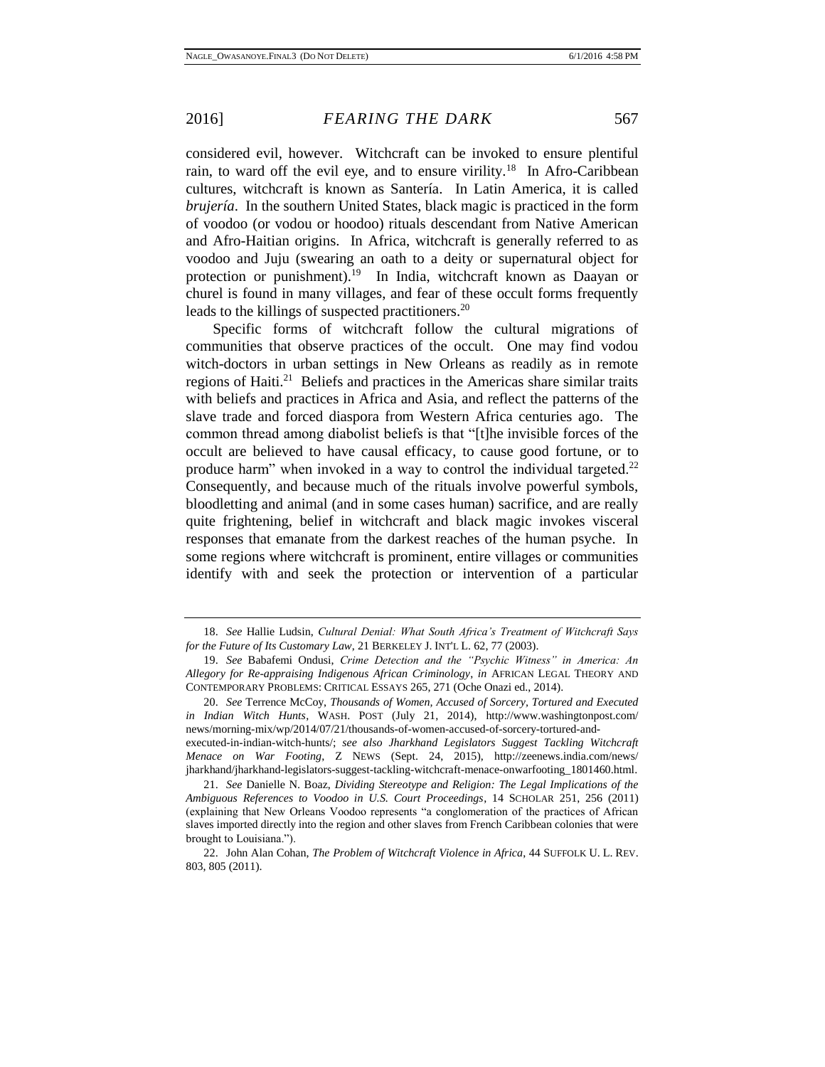considered evil, however. Witchcraft can be invoked to ensure plentiful rain, to ward off the evil eye, and to ensure virility.[18] In Afro-Caribbean cultures, witchcraft is known as Santería. In Latin America, it is called *brujería*. In the southern United States, black magic is practiced in the form of voodoo (or vodou or hoodoo) rituals descendant from Native American and Afro-Haitian origins. In Africa, witchcraft is generally referred to as voodoo and Juju (swearing an oath to a deity or supernatural object for protection or punishment).[19] In India, witchcraft known as Daayan or churel is found in many villages, and fear of these occult forms frequently leads to the killings of suspected practitioners.[20]

Specific forms of witchcraft follow the cultural migrations of communities that observe practices of the occult. One may find vodou witch-doctors in urban settings in New Orleans as readily as in remote regions of Haiti.[21] Beliefs and practices in the Americas share similar traits with beliefs and practices in Africa and Asia, and reflect the patterns of the slave trade and forced diaspora from Western Africa centuries ago. The common thread among diabolist beliefs is that "[t]he invisible forces of the occult are believed to have causal efficacy, to cause good fortune, or to produce harm" when invoked in a way to control the individual targeted.[22] Consequently, and because much of the rituals involve powerful symbols, bloodletting and animal (and in some cases human) sacrifice, and are really quite frightening, belief in witchcraft and black magic invokes visceral responses that emanate from the darkest reaches of the human psyche. In some regions where witchcraft is prominent, entire villages or communities identify with and seek the protection or intervention of a particular

---

18. *See* Hallie Ludsin, *Cultural Denial: What South Africa's Treatment of Witchcraft Says for the Future of Its Customary Law*, 21 BERKELEY J. INT'L L. 62, 77 (2003).

19. *See* Babafemi Ondusi, *Crime Detection and the "Psychic Witness" in America: An Allegory for Re-appraising Indigenous African Criminology*, *in* AFRICAN LEGAL THEORY AND CONTEMPORARY PROBLEMS: CRITICAL ESSAYS 265, 271 (Oche Onazi ed., 2014).

20. *See* Terrence McCoy, *Thousands of Women, Accused of Sorcery, Tortured and Executed in Indian Witch Hunts*, WASH. POST (July 21, 2014), http://www.washingtonpost.com/news/morning-mix/wp/2014/07/21/thousands-of-women-accused-of-sorcery-tortured-and-executed-in-indian-witch-hunts/; *see also Jharkhand Legislators Suggest Tackling Witchcraft Menace on War Footing*, Z NEWS (Sept. 24, 2015), http://zeenews.india.com/news/jharkhand/jharkhand-legislators-suggest-tackling-witchcraft-menace-onwarfooting_1801460.html.

21. *See* Danielle N. Boaz, *Dividing Stereotype and Religion: The Legal Implications of the Ambiguous References to Voodoo in U.S. Court Proceedings*, 14 SCHOLAR 251, 256 (2011) (explaining that New Orleans Voodoo represents "a conglomeration of the practices of African slaves imported directly into the region and other slaves from French Caribbean colonies that were brought to Louisiana.").

22. John Alan Cohan, *The Problem of Witchcraft Violence in Africa*, 44 SUFFOLK U. L. REV. 803, 805 (2011).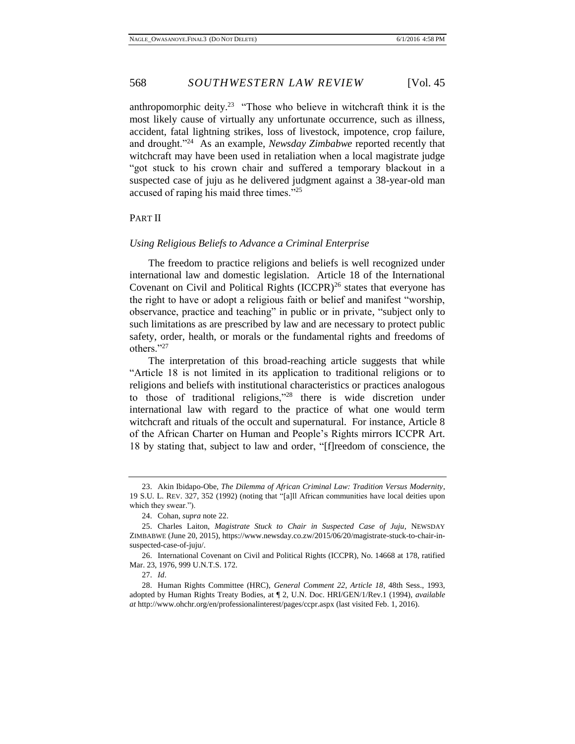anthropomorphic deity.[23] "Those who believe in witchcraft think it is the most likely cause of virtually any unfortunate occurrence, such as illness, accident, fatal lightning strikes, loss of livestock, impotence, crop failure, and drought."[24] As an example, *Newsday Zimbabwe* reported recently that witchcraft may have been used in retaliation when a local magistrate judge "got stuck to his crown chair and suffered a temporary blackout in a suspected case of juju as he delivered judgment against a 38-year-old man accused of raping his maid three times."[25]

## PART II

### *Using Religious Beliefs to Advance a Criminal Enterprise*

The freedom to practice religions and beliefs is well recognized under international law and domestic legislation. Article 18 of the International Covenant on Civil and Political Rights (ICCPR)[26] states that everyone has the right to have or adopt a religious faith or belief and manifest "worship, observance, practice and teaching" in public or in private, "subject only to such limitations as are prescribed by law and are necessary to protect public safety, order, health, or morals or the fundamental rights and freedoms of others."[27]

The interpretation of this broad-reaching article suggests that while "Article 18 is not limited in its application to traditional religions or to religions and beliefs with institutional characteristics or practices analogous to those of traditional religions,"[28] there is wide discretion under international law with regard to the practice of what one would term witchcraft and rituals of the occult and supernatural. For instance, Article 8 of the African Charter on Human and People's Rights mirrors ICCPR Art. 18 by stating that, subject to law and order, "[f]reedom of conscience, the

---

23. Akin Ibidapo-Obe, *The Dilemma of African Criminal Law: Tradition Versus Modernity*, 19 S.U. L. REV. 327, 352 (1992) (noting that "[a]ll African communities have local deities upon which they swear.").

24. Cohan, *supra* note 22.

25. Charles Laiton, *Magistrate Stuck to Chair in Suspected Case of Juju*, NEWSDAY ZIMBABWE (June 20, 2015), https://www.newsday.co.zw/2015/06/20/magistrate-stuck-to-chair-in-suspected-case-of-juju/.

26. International Covenant on Civil and Political Rights (ICCPR), No. 14668 at 178, ratified Mar. 23, 1976, 999 U.N.T.S. 172.

27. *Id*.

28. Human Rights Committee (HRC), *General Comment 22, Article 18*, 48th Sess., 1993, adopted by Human Rights Treaty Bodies, at ¶ 2, U.N. Doc. HRI/GEN/1/Rev.1 (1994), *available at* http://www.ohchr.org/en/professionalinterest/pages/ccpr.aspx (last visited Feb. 1, 2016).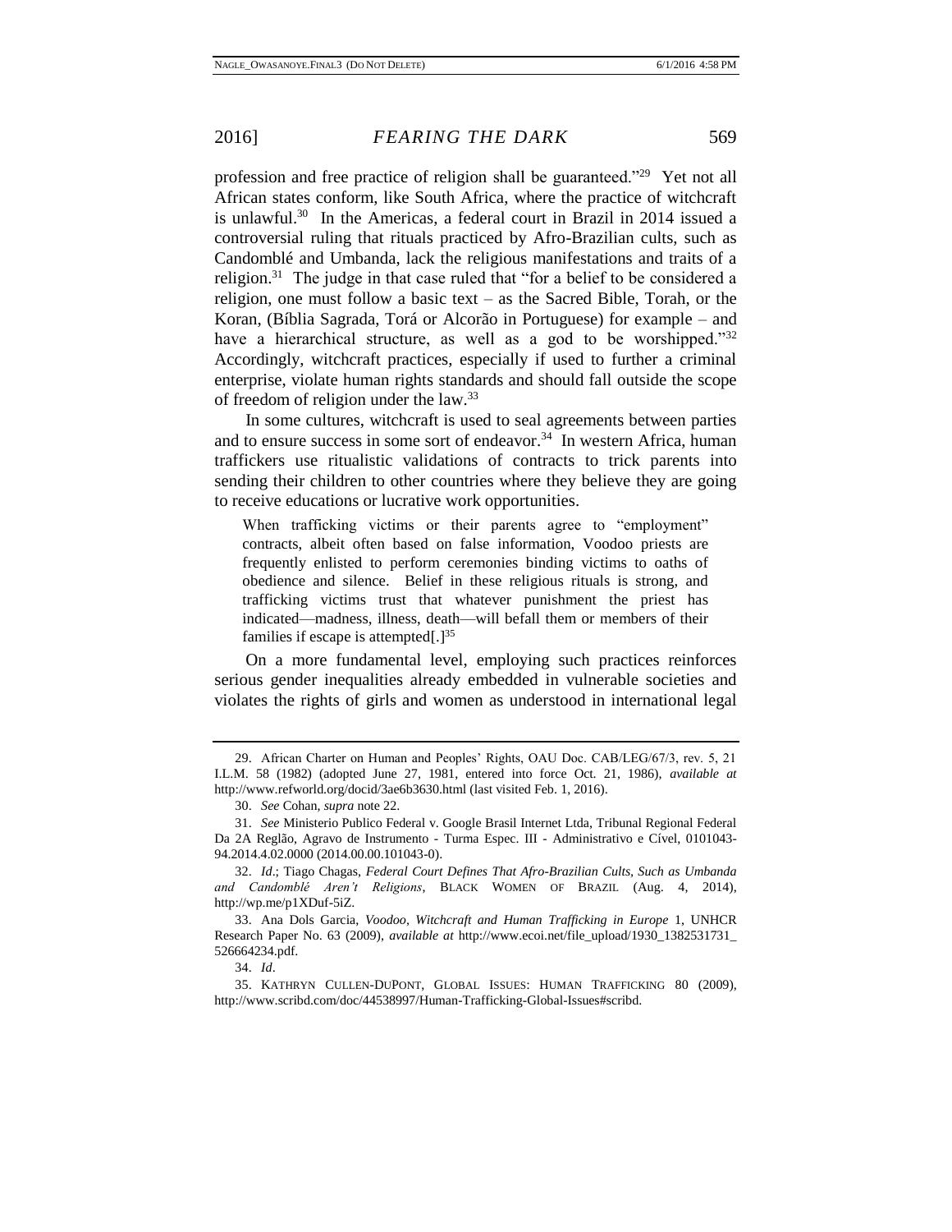profession and free practice of religion shall be guaranteed."[29] Yet not all African states conform, like South Africa, where the practice of witchcraft is unlawful.[30] In the Americas, a federal court in Brazil in 2014 issued a controversial ruling that rituals practiced by Afro-Brazilian cults, such as Candomblé and Umbanda, lack the religious manifestations and traits of a religion.[31] The judge in that case ruled that "for a belief to be considered a religion, one must follow a basic text – as the Sacred Bible, Torah, or the Koran, (Bíblia Sagrada, Torá or Alcorão in Portuguese) for example – and have a hierarchical structure, as well as a god to be worshipped."[32] Accordingly, witchcraft practices, especially if used to further a criminal enterprise, violate human rights standards and should fall outside the scope of freedom of religion under the law.[33]

In some cultures, witchcraft is used to seal agreements between parties and to ensure success in some sort of endeavor.[34] In western Africa, human traffickers use ritualistic validations of contracts to trick parents into sending their children to other countries where they believe they are going to receive educations or lucrative work opportunities.

> When trafficking victims or their parents agree to "employment" contracts, albeit often based on false information, Voodoo priests are frequently enlisted to perform ceremonies binding victims to oaths of obedience and silence. Belief in these religious rituals is strong, and trafficking victims trust that whatever punishment the priest has indicated—madness, illness, death—will befall them or members of their families if escape is attempted[.][35]

On a more fundamental level, employing such practices reinforces serious gender inequalities already embedded in vulnerable societies and violates the rights of girls and women as understood in international legal

---

29. African Charter on Human and Peoples' Rights, OAU Doc. CAB/LEG/67/3, rev. 5, 21 I.L.M. 58 (1982) (adopted June 27, 1981, entered into force Oct. 21, 1986), *available at* http://www.refworld.org/docid/3ae6b3630.html (last visited Feb. 1, 2016).

30. *See* Cohan, *supra* note 22.

31. *See* Ministerio Publico Federal v. Google Brasil Internet Ltda, Tribunal Regional Federal Da 2A Reglão, Agravo de Instrumento - Turma Espec. III - Administrativo e Cível, 0101043-94.2014.4.02.0000 (2014.00.00.101043-0).

32. *Id*.; Tiago Chagas, *Federal Court Defines That Afro-Brazilian Cults, Such as Umbanda and Candomblé Aren't Religions*, BLACK WOMEN OF BRAZIL (Aug. 4, 2014), http://wp.me/p1XDuf-5iZ.

33. Ana Dols Garcia, *Voodoo, Witchcraft and Human Trafficking in Europe* 1, UNHCR Research Paper No. 63 (2009), *available at* http://www.ecoi.net/file_upload/1930_1382531731_526664234.pdf.

34. *Id*.

35. KATHRYN CULLEN-DUPONT, GLOBAL ISSUES: HUMAN TRAFFICKING 80 (2009), http://www.scribd.com/doc/44538997/Human-Trafficking-Global-Issues#scribd.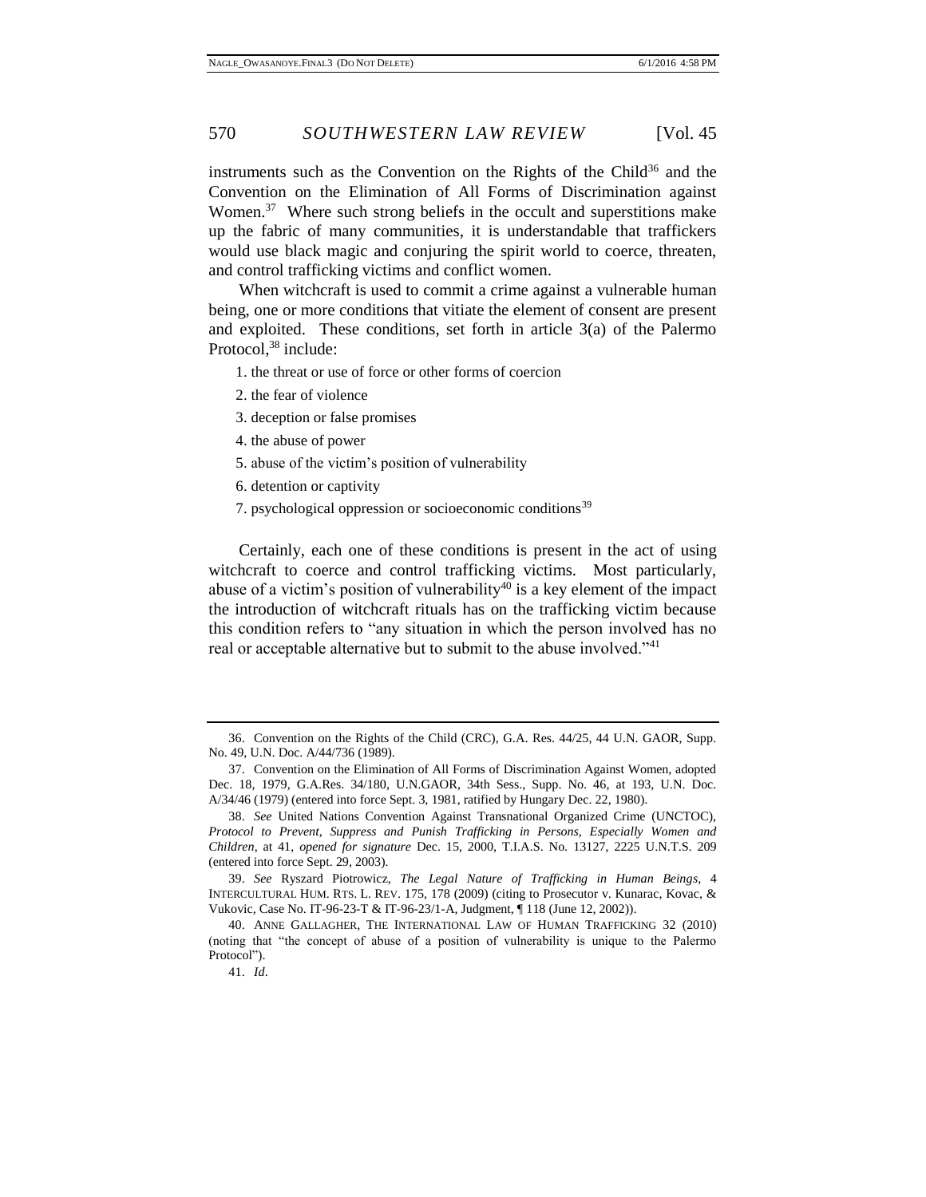instruments such as the Convention on the Rights of the Child[36] and the Convention on the Elimination of All Forms of Discrimination against Women.[37] Where such strong beliefs in the occult and superstitions make up the fabric of many communities, it is understandable that traffickers would use black magic and conjuring the spirit world to coerce, threaten, and control trafficking victims and conflict women.

When witchcraft is used to commit a crime against a vulnerable human being, one or more conditions that vitiate the element of consent are present and exploited. These conditions, set forth in article 3(a) of the Palermo Protocol,[38] include:

1. the threat or use of force or other forms of coercion
2. the fear of violence
3. deception or false promises
4. the abuse of power
5. abuse of the victim's position of vulnerability
6. detention or captivity
7. psychological oppression or socioeconomic conditions[39]

Certainly, each one of these conditions is present in the act of using witchcraft to coerce and control trafficking victims. Most particularly, abuse of a victim's position of vulnerability[40] is a key element of the impact the introduction of witchcraft rituals has on the trafficking victim because this condition refers to "any situation in which the person involved has no real or acceptable alternative but to submit to the abuse involved."[41]

---

36. Convention on the Rights of the Child (CRC), G.A. Res. 44/25, 44 U.N. GAOR, Supp. No. 49, U.N. Doc. A/44/736 (1989).

37. Convention on the Elimination of All Forms of Discrimination Against Women, adopted Dec. 18, 1979, G.A.Res. 34/180, U.N.GAOR, 34th Sess., Supp. No. 46, at 193, U.N. Doc. A/34/46 (1979) (entered into force Sept. 3, 1981, ratified by Hungary Dec. 22, 1980).

38. *See* United Nations Convention Against Transnational Organized Crime (UNCTOC), *Protocol to Prevent, Suppress and Punish Trafficking in Persons, Especially Women and Children*, at 41, *opened for signature* Dec. 15, 2000, T.I.A.S. No. 13127, 2225 U.N.T.S. 209 (entered into force Sept. 29, 2003).

39. *See* Ryszard Piotrowicz, *The Legal Nature of Trafficking in Human Beings*, 4 INTERCULTURAL HUM. RTS. L. REV. 175, 178 (2009) (citing to Prosecutor v. Kunarac, Kovac, & Vukovic, Case No. IT-96-23-T & IT-96-23/1-A, Judgment, ¶ 118 (June 12, 2002)).

40. ANNE GALLAGHER, THE INTERNATIONAL LAW OF HUMAN TRAFFICKING 32 (2010) (noting that "the concept of abuse of a position of vulnerability is unique to the Palermo Protocol").

41. *Id*.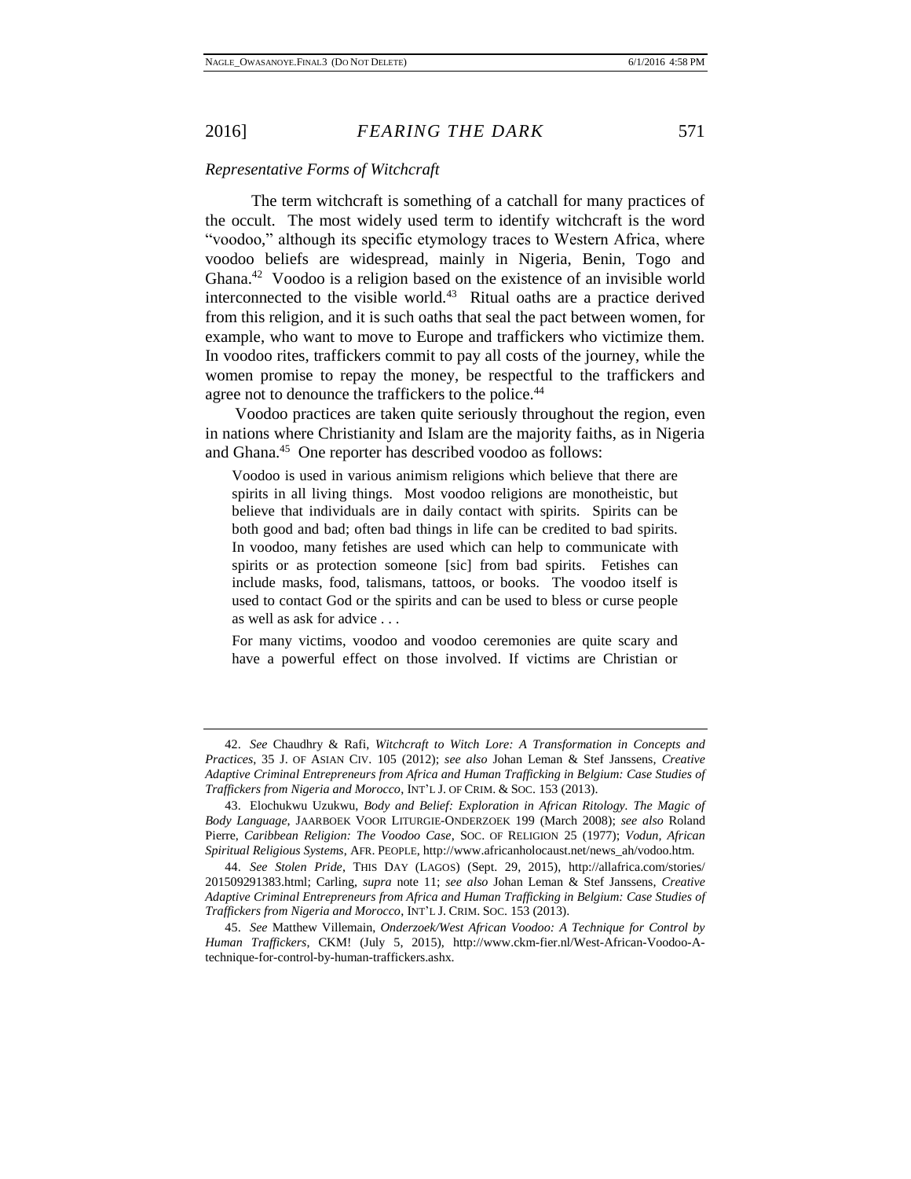*Representative Forms of Witchcraft*

The term witchcraft is something of a catchall for many practices of the occult. The most widely used term to identify witchcraft is the word "voodoo," although its specific etymology traces to Western Africa, where voodoo beliefs are widespread, mainly in Nigeria, Benin, Togo and Ghana.[42] Voodoo is a religion based on the existence of an invisible world interconnected to the visible world.[43] Ritual oaths are a practice derived from this religion, and it is such oaths that seal the pact between women, for example, who want to move to Europe and traffickers who victimize them. In voodoo rites, traffickers commit to pay all costs of the journey, while the women promise to repay the money, be respectful to the traffickers and agree not to denounce the traffickers to the police.[44]

Voodoo practices are taken quite seriously throughout the region, even in nations where Christianity and Islam are the majority faiths, as in Nigeria and Ghana.[45] One reporter has described voodoo as follows:

> Voodoo is used in various animism religions which believe that there are spirits in all living things. Most voodoo religions are monotheistic, but believe that individuals are in daily contact with spirits. Spirits can be both good and bad; often bad things in life can be credited to bad spirits. In voodoo, many fetishes are used which can help to communicate with spirits or as protection someone [sic] from bad spirits. Fetishes can include masks, food, talismans, tattoos, or books. The voodoo itself is used to contact God or the spirits and can be used to bless or curse people as well as ask for advice . . .
>
> For many victims, voodoo and voodoo ceremonies are quite scary and have a powerful effect on those involved. If victims are Christian or

---

42. *See* Chaudhry & Rafi, *Witchcraft to Witch Lore: A Transformation in Concepts and Practices*, 35 J. OF ASIAN CIV. 105 (2012); *see also* Johan Leman & Stef Janssens, *Creative Adaptive Criminal Entrepreneurs from Africa and Human Trafficking in Belgium: Case Studies of Traffickers from Nigeria and Morocco*, INT'L J. OF CRIM. & SOC. 153 (2013).

43. Elochukwu Uzukwu, *Body and Belief: Exploration in African Ritology. The Magic of Body Language*, JAARBOEK VOOR LITURGIE-ONDERZOEK 199 (March 2008); *see also* Roland Pierre, *Caribbean Religion: The Voodoo Case*, SOC. OF RELIGION 25 (1977); *Vodun, African Spiritual Religious Systems*, AFR. PEOPLE, http://www.africanholocaust.net/news_ah/vodoo.htm.

44. *See Stolen Pride*, THIS DAY (LAGOS) (Sept. 29, 2015), http://allafrica.com/stories/201509291383.html; Carling, *supra* note 11; *see also* Johan Leman & Stef Janssens, *Creative Adaptive Criminal Entrepreneurs from Africa and Human Trafficking in Belgium: Case Studies of Traffickers from Nigeria and Morocco*, INT'L J. CRIM. SOC. 153 (2013).

45. *See* Matthew Villemain, *Onderzoek/West African Voodoo: A Technique for Control by Human Traffickers*, CKM! (July 5, 2015), http://www.ckm-fier.nl/West-African-Voodoo-A-technique-for-control-by-human-traffickers.ashx.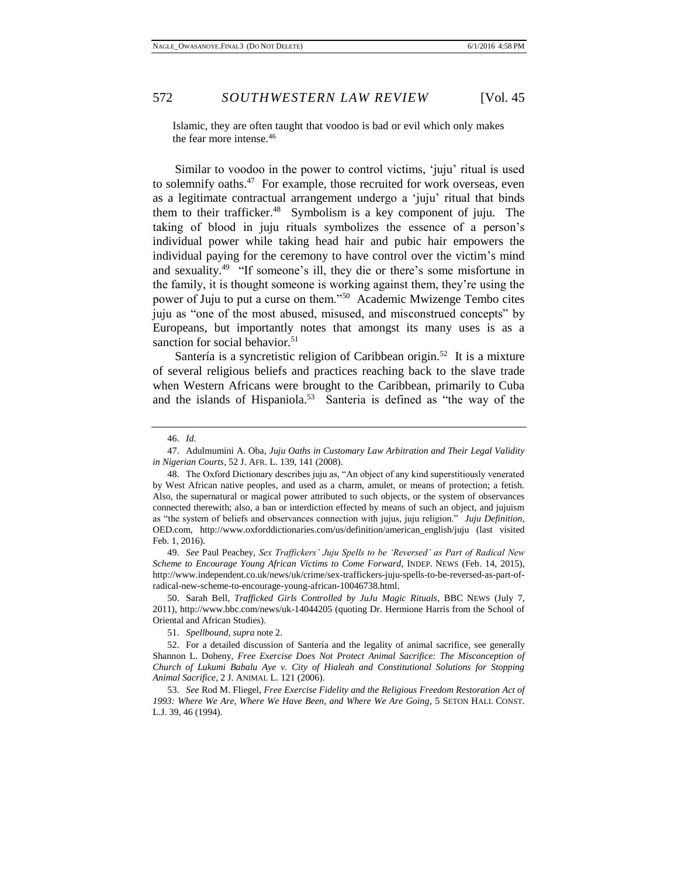Islamic, they are often taught that voodoo is bad or evil which only makes the fear more intense.[46]

Similar to voodoo in the power to control victims, 'juju' ritual is used to solemnify oaths.[47] For example, those recruited for work overseas, even as a legitimate contractual arrangement undergo a 'juju' ritual that binds them to their trafficker.[48] Symbolism is a key component of juju. The taking of blood in juju rituals symbolizes the essence of a person's individual power while taking head hair and pubic hair empowers the individual paying for the ceremony to have control over the victim's mind and sexuality.[49] "If someone's ill, they die or there's some misfortune in the family, it is thought someone is working against them, they're using the power of Juju to put a curse on them."[50] Academic Mwizenge Tembo cites juju as "one of the most abused, misused, and misconstrued concepts" by Europeans, but importantly notes that amongst its many uses is as a sanction for social behavior.[51]

Santería is a syncretistic religion of Caribbean origin.[52] It is a mixture of several religious beliefs and practices reaching back to the slave trade when Western Africans were brought to the Caribbean, primarily to Cuba and the islands of Hispaniola.[53] Santeria is defined as "the way of the

---

46. *Id.*

47. Adulmumini A. Oba, *Juju Oaths in Customary Law Arbitration and Their Legal Validity in Nigerian Courts*, 52 J. AFR. L. 139, 141 (2008).

48. The Oxford Dictionary describes juju as, "An object of any kind superstitiously venerated by West African native peoples, and used as a charm, amulet, or means of protection; a fetish. Also, the supernatural or magical power attributed to such objects, or the system of observances connected therewith; also, a ban or interdiction effected by means of such an object, and jujuism as "the system of beliefs and observances connection with jujus, juju religion." *Juju Definition*, OED.com, http://www.oxforddictionaries.com/us/definition/american_english/juju (last visited Feb. 1, 2016).

49. *See* Paul Peachey, *Sex Traffickers' Juju Spells to be 'Reversed' as Part of Radical New Scheme to Encourage Young African Victims to Come Forward*, INDEP. NEWS (Feb. 14, 2015), http://www.independent.co.uk/news/uk/crime/sex-traffickers-juju-spells-to-be-reversed-as-part-of-radical-new-scheme-to-encourage-young-african-10046738.html.

50. Sarah Bell, *Trafficked Girls Controlled by JuJu Magic Rituals*, BBC NEWS (July 7, 2011), http://www.bbc.com/news/uk-14044205 (quoting Dr. Hermione Harris from the School of Oriental and African Studies).

51. *Spellbound*, *supra* note 2.

52. For a detailed discussion of Santería and the legality of animal sacrifice, see generally Shannon L. Doheny, *Free Exercise Does Not Protect Animal Sacrifice: The Misconception of Church of Lukumi Babalu Aye v. City of Hialeah and Constitutional Solutions for Stopping Animal Sacrifice*, 2 J. ANIMAL L. 121 (2006).

53. *See* Rod M. Fliegel, *Free Exercise Fidelity and the Religious Freedom Restoration Act of 1993: Where We Are, Where We Have Been, and Where We Are Going*, 5 SETON HALL CONST. L.J. 39, 46 (1994).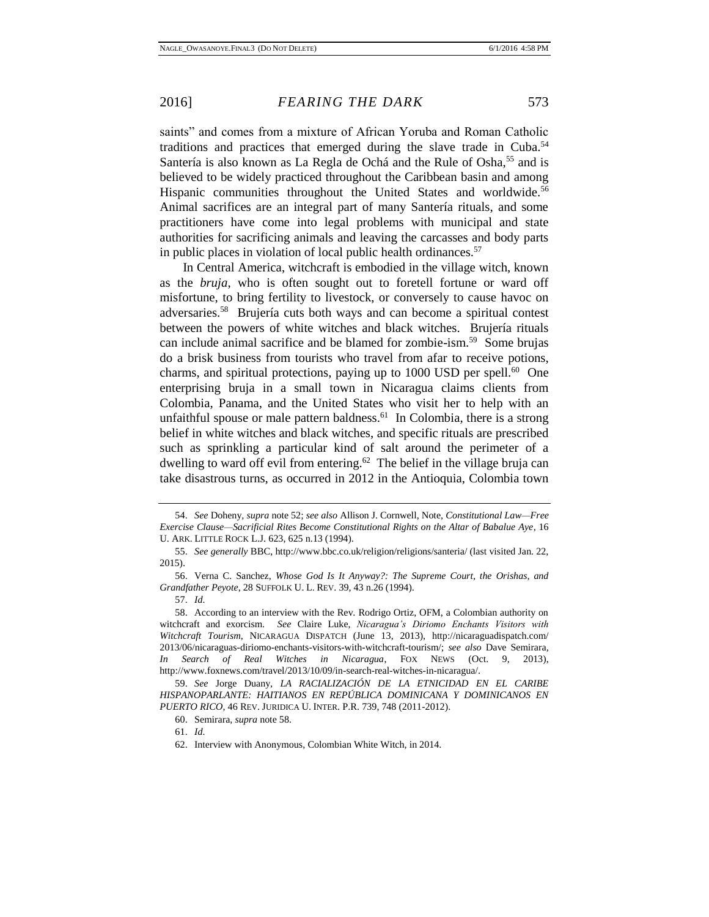saints" and comes from a mixture of African Yoruba and Roman Catholic traditions and practices that emerged during the slave trade in Cuba.[54] Santería is also known as La Regla de Ochá and the Rule of Osha,[55] and is believed to be widely practiced throughout the Caribbean basin and among Hispanic communities throughout the United States and worldwide.[56] Animal sacrifices are an integral part of many Santería rituals, and some practitioners have come into legal problems with municipal and state authorities for sacrificing animals and leaving the carcasses and body parts in public places in violation of local public health ordinances.[57]

In Central America, witchcraft is embodied in the village witch, known as the *bruja*, who is often sought out to foretell fortune or ward off misfortune, to bring fertility to livestock, or conversely to cause havoc on adversaries.[58] Brujería cuts both ways and can become a spiritual contest between the powers of white witches and black witches. Brujería rituals can include animal sacrifice and be blamed for zombie-ism.[59] Some brujas do a brisk business from tourists who travel from afar to receive potions, charms, and spiritual protections, paying up to 1000 USD per spell.[60] One enterprising bruja in a small town in Nicaragua claims clients from Colombia, Panama, and the United States who visit her to help with an unfaithful spouse or male pattern baldness.[61] In Colombia, there is a strong belief in white witches and black witches, and specific rituals are prescribed such as sprinkling a particular kind of salt around the perimeter of a dwelling to ward off evil from entering.[62] The belief in the village bruja can take disastrous turns, as occurred in 2012 in the Antioquia, Colombia town

---

54. *See* Doheny, *supra* note 52; *see also* Allison J. Cornwell, Note, *Constitutional Law—Free Exercise Clause—Sacrificial Rites Become Constitutional Rights on the Altar of Babalue Aye*, 16 U. ARK. LITTLE ROCK L.J. 623, 625 n.13 (1994).

55. *See generally* BBC, http://www.bbc.co.uk/religion/religions/santeria/ (last visited Jan. 22, 2015).

56. Verna C. Sanchez, *Whose God Is It Anyway?: The Supreme Court, the Orishas, and Grandfather Peyote*, 28 SUFFOLK U. L. REV. 39, 43 n.26 (1994).

57. *Id.*

58. According to an interview with the Rev. Rodrigo Ortiz, OFM, a Colombian authority on witchcraft and exorcism. *See* Claire Luke, *Nicaragua's Diriomo Enchants Visitors with Witchcraft Tourism*, NICARAGUA DISPATCH (June 13, 2013), http://nicaraguadispatch.com/2013/06/nicaraguas-diriomo-enchants-visitors-with-witchcraft-tourism/; *see also* Dave Semirara, *In Search of Real Witches in Nicaragua*, FOX NEWS (Oct. 9, 2013), http://www.foxnews.com/travel/2013/10/09/in-search-real-witches-in-nicaragua/.

59. *See* Jorge Duany, *LA RACIALIZACIÓN DE LA ETNICIDAD EN EL CARIBE HISPANOPARLANTE: HAITIANOS EN REPÚBLICA DOMINICANA Y DOMINICANOS EN PUERTO RICO*, 46 REV. JURIDICA U. INTER. P.R. 739, 748 (2011-2012).

60. Semirara, *supra* note 58.

61. *Id.*

62. Interview with Anonymous, Colombian White Witch, in 2014.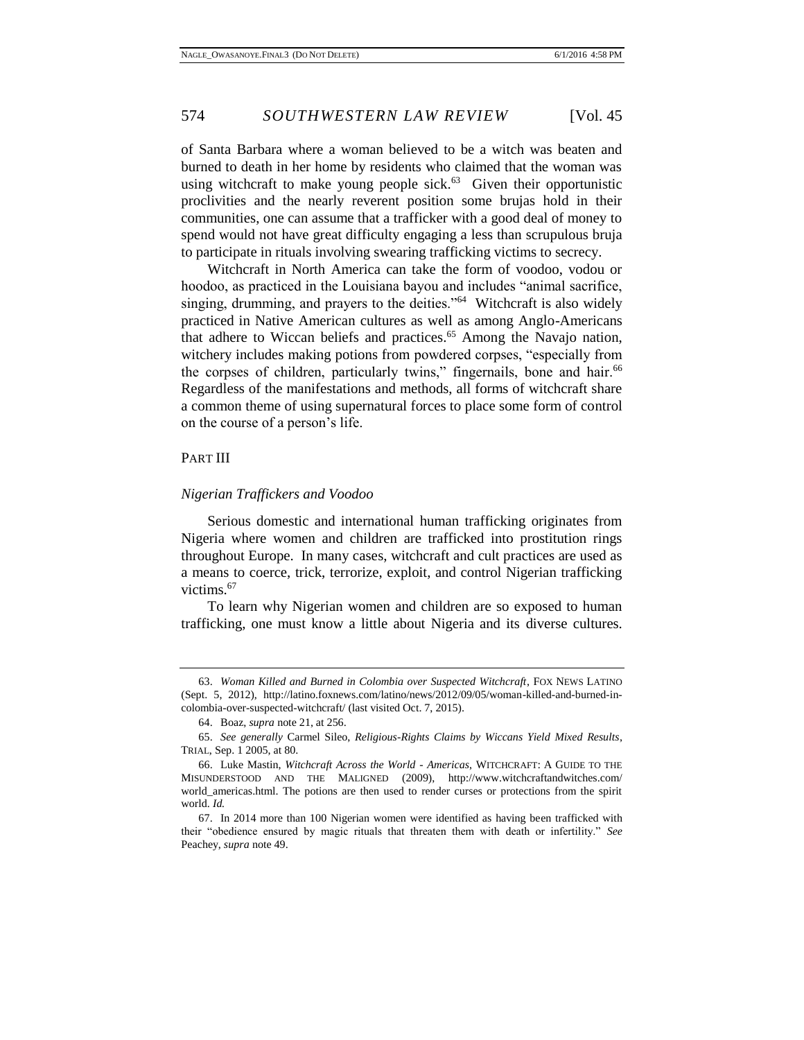of Santa Barbara where a woman believed to be a witch was beaten and burned to death in her home by residents who claimed that the woman was using witchcraft to make young people sick.[63] Given their opportunistic proclivities and the nearly reverent position some brujas hold in their communities, one can assume that a trafficker with a good deal of money to spend would not have great difficulty engaging a less than scrupulous bruja to participate in rituals involving swearing trafficking victims to secrecy.

Witchcraft in North America can take the form of voodoo, vodou or hoodoo, as practiced in the Louisiana bayou and includes "animal sacrifice, singing, drumming, and prayers to the deities."[64] Witchcraft is also widely practiced in Native American cultures as well as among Anglo-Americans that adhere to Wiccan beliefs and practices.[65] Among the Navajo nation, witchery includes making potions from powdered corpses, "especially from the corpses of children, particularly twins," fingernails, bone and hair.[66] Regardless of the manifestations and methods, all forms of witchcraft share a common theme of using supernatural forces to place some form of control on the course of a person's life.

## PART III

### *Nigerian Traffickers and Voodoo*

Serious domestic and international human trafficking originates from Nigeria where women and children are trafficked into prostitution rings throughout Europe. In many cases, witchcraft and cult practices are used as a means to coerce, trick, terrorize, exploit, and control Nigerian trafficking victims.[67]

To learn why Nigerian women and children are so exposed to human trafficking, one must know a little about Nigeria and its diverse cultures.

---

63. *Woman Killed and Burned in Colombia over Suspected Witchcraft*, FOX NEWS LATINO (Sept. 5, 2012), http://latino.foxnews.com/latino/news/2012/09/05/woman-killed-and-burned-in-colombia-over-suspected-witchcraft/ (last visited Oct. 7, 2015).

64. Boaz, *supra* note 21, at 256.

65. *See generally* Carmel Sileo, *Religious-Rights Claims by Wiccans Yield Mixed Results*, TRIAL, Sep. 1 2005, at 80.

66. Luke Mastin, *Witchcraft Across the World - Americas*, WITCHCRAFT: A GUIDE TO THE MISUNDERSTOOD AND THE MALIGNED (2009), http://www.witchcraftandwitches.com/world_americas.html. The potions are then used to render curses or protections from the spirit world. *Id.*

67. In 2014 more than 100 Nigerian women were identified as having been trafficked with their "obedience ensured by magic rituals that threaten them with death or infertility." *See* Peachey, *supra* note 49.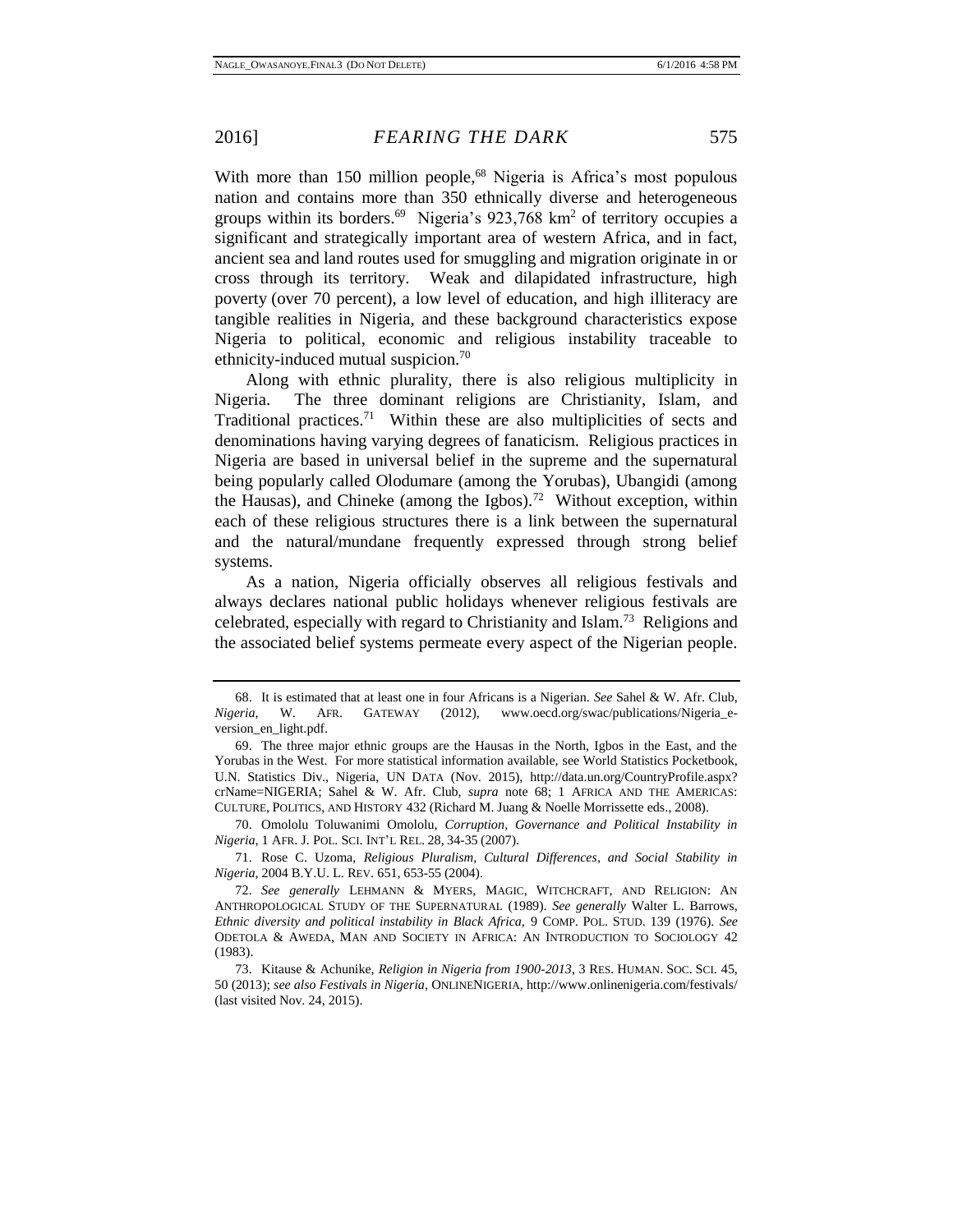With more than 150 million people,[68] Nigeria is Africa's most populous nation and contains more than 350 ethnically diverse and heterogeneous groups within its borders.[69] Nigeria's 923,768 km$^2$ of territory occupies a significant and strategically important area of western Africa, and in fact, ancient sea and land routes used for smuggling and migration originate in or cross through its territory. Weak and dilapidated infrastructure, high poverty (over 70 percent), a low level of education, and high illiteracy are tangible realities in Nigeria, and these background characteristics expose Nigeria to political, economic and religious instability traceable to ethnicity-induced mutual suspicion.[70]

Along with ethnic plurality, there is also religious multiplicity in Nigeria. The three dominant religions are Christianity, Islam, and Traditional practices.[71] Within these are also multiplicities of sects and denominations having varying degrees of fanaticism. Religious practices in Nigeria are based in universal belief in the supreme and the supernatural being popularly called Olodumare (among the Yorubas), Ubangidi (among the Hausas), and Chineke (among the Igbos).[72] Without exception, within each of these religious structures there is a link between the supernatural and the natural/mundane frequently expressed through strong belief systems.

As a nation, Nigeria officially observes all religious festivals and always declares national public holidays whenever religious festivals are celebrated, especially with regard to Christianity and Islam.[73] Religions and the associated belief systems permeate every aspect of the Nigerian people.

---

68. It is estimated that at least one in four Africans is a Nigerian. *See* Sahel & W. Afr. Club, *Nigeria*, W. AFR. GATEWAY (2012), www.oecd.org/swac/publications/Nigeria_e-version_en_light.pdf.

69. The three major ethnic groups are the Hausas in the North, Igbos in the East, and the Yorubas in the West. For more statistical information available, see World Statistics Pocketbook, U.N. Statistics Div., Nigeria, UN DATA (Nov. 2015), http://data.un.org/CountryProfile.aspx?crName=NIGERIA; Sahel & W. Afr. Club, *supra* note 68; 1 AFRICA AND THE AMERICAS: CULTURE, POLITICS, AND HISTORY 432 (Richard M. Juang & Noelle Morrissette eds., 2008).

70. Omololu Toluwanimi Omololu, *Corruption, Governance and Political Instability in Nigeria*, 1 AFR. J. POL. SCI. INT'L REL. 28, 34-35 (2007).

71. Rose C. Uzoma, *Religious Pluralism, Cultural Differences, and Social Stability in Nigeria*, 2004 B.Y.U. L. REV. 651, 653-55 (2004).

72. *See generally* LEHMANN & MYERS, MAGIC, WITCHCRAFT, AND RELIGION: AN ANTHROPOLOGICAL STUDY OF THE SUPERNATURAL (1989). *See generally* Walter L. Barrows, *Ethnic diversity and political instability in Black Africa*, 9 COMP. POL. STUD. 139 (1976). *See* ODETOLA & AWEDA, MAN AND SOCIETY IN AFRICA: AN INTRODUCTION TO SOCIOLOGY 42 (1983).

73. Kitause & Achunike, *Religion in Nigeria from 1900-2013*, 3 RES. HUMAN. SOC. SCI. 45, 50 (2013); *see also Festivals in Nigeria*, ONLINENIGERIA, http://www.onlinenigeria.com/festivals/ (last visited Nov. 24, 2015).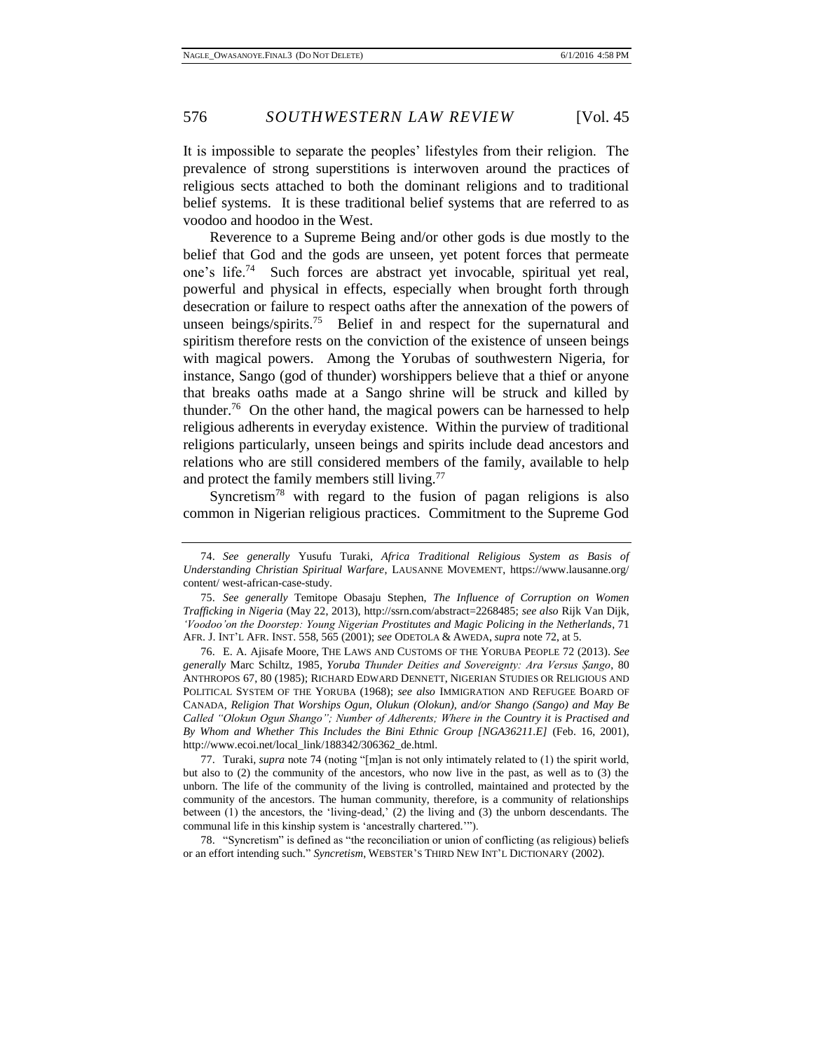It is impossible to separate the peoples' lifestyles from their religion. The prevalence of strong superstitions is interwoven around the practices of religious sects attached to both the dominant religions and to traditional belief systems. It is these traditional belief systems that are referred to as voodoo and hoodoo in the West.

Reverence to a Supreme Being and/or other gods is due mostly to the belief that God and the gods are unseen, yet potent forces that permeate one's life.[74] Such forces are abstract yet invocable, spiritual yet real, powerful and physical in effects, especially when brought forth through desecration or failure to respect oaths after the annexation of the powers of unseen beings/spirits.[75] Belief in and respect for the supernatural and spiritism therefore rests on the conviction of the existence of unseen beings with magical powers. Among the Yorubas of southwestern Nigeria, for instance, Sango (god of thunder) worshippers believe that a thief or anyone that breaks oaths made at a Sango shrine will be struck and killed by thunder.[76] On the other hand, the magical powers can be harnessed to help religious adherents in everyday existence. Within the purview of traditional religions particularly, unseen beings and spirits include dead ancestors and relations who are still considered members of the family, available to help and protect the family members still living.[77]

Syncretism[78] with regard to the fusion of pagan religions is also common in Nigerian religious practices. Commitment to the Supreme God

---

74. *See generally* Yusufu Turaki, *Africa Traditional Religious System as Basis of Understanding Christian Spiritual Warfare*, LAUSANNE MOVEMENT, https://www.lausanne.org/ content/ west-african-case-study.

75. *See generally* Temitope Obasaju Stephen, *The Influence of Corruption on Women Trafficking in Nigeria* (May 22, 2013), http://ssrn.com/abstract=2268485; *see also* Rijk Van Dijk, *'Voodoo'on the Doorstep: Young Nigerian Prostitutes and Magic Policing in the Netherlands*, 71 AFR. J. INT'L AFR. INST. 558, 565 (2001); *see* ODETOLA & AWEDA, *supra* note 72, at 5.

76. E. A. Ajisafe Moore, THE LAWS AND CUSTOMS OF THE YORUBA PEOPLE 72 (2013). *See generally* Marc Schiltz, 1985, *Yoruba Thunder Deities and Sovereignty: Ara Versus Ṣango*, 80 ANTHROPOS 67, 80 (1985); RICHARD EDWARD DENNETT, NIGERIAN STUDIES OR RELIGIOUS AND POLITICAL SYSTEM OF THE YORUBA (1968); *see also* IMMIGRATION AND REFUGEE BOARD OF CANADA, *Religion That Worships Ogun, Olukun (Olokun), and/or Shango (Sango) and May Be Called "Olokun Ogun Shango"; Number of Adherents; Where in the Country it is Practised and By Whom and Whether This Includes the Bini Ethnic Group [NGA36211.E]* (Feb. 16, 2001), http://www.ecoi.net/local_link/188342/306362_de.html.

77. Turaki, *supra* note 74 (noting "[m]an is not only intimately related to (1) the spirit world, but also to (2) the community of the ancestors, who now live in the past, as well as to (3) the unborn. The life of the community of the living is controlled, maintained and protected by the community of the ancestors. The human community, therefore, is a community of relationships between (1) the ancestors, the 'living-dead,' (2) the living and (3) the unborn descendants. The communal life in this kinship system is 'ancestrally chartered.'").

78. "Syncretism" is defined as "the reconciliation or union of conflicting (as religious) beliefs or an effort intending such." *Syncretism*, WEBSTER'S THIRD NEW INT'L DICTIONARY (2002).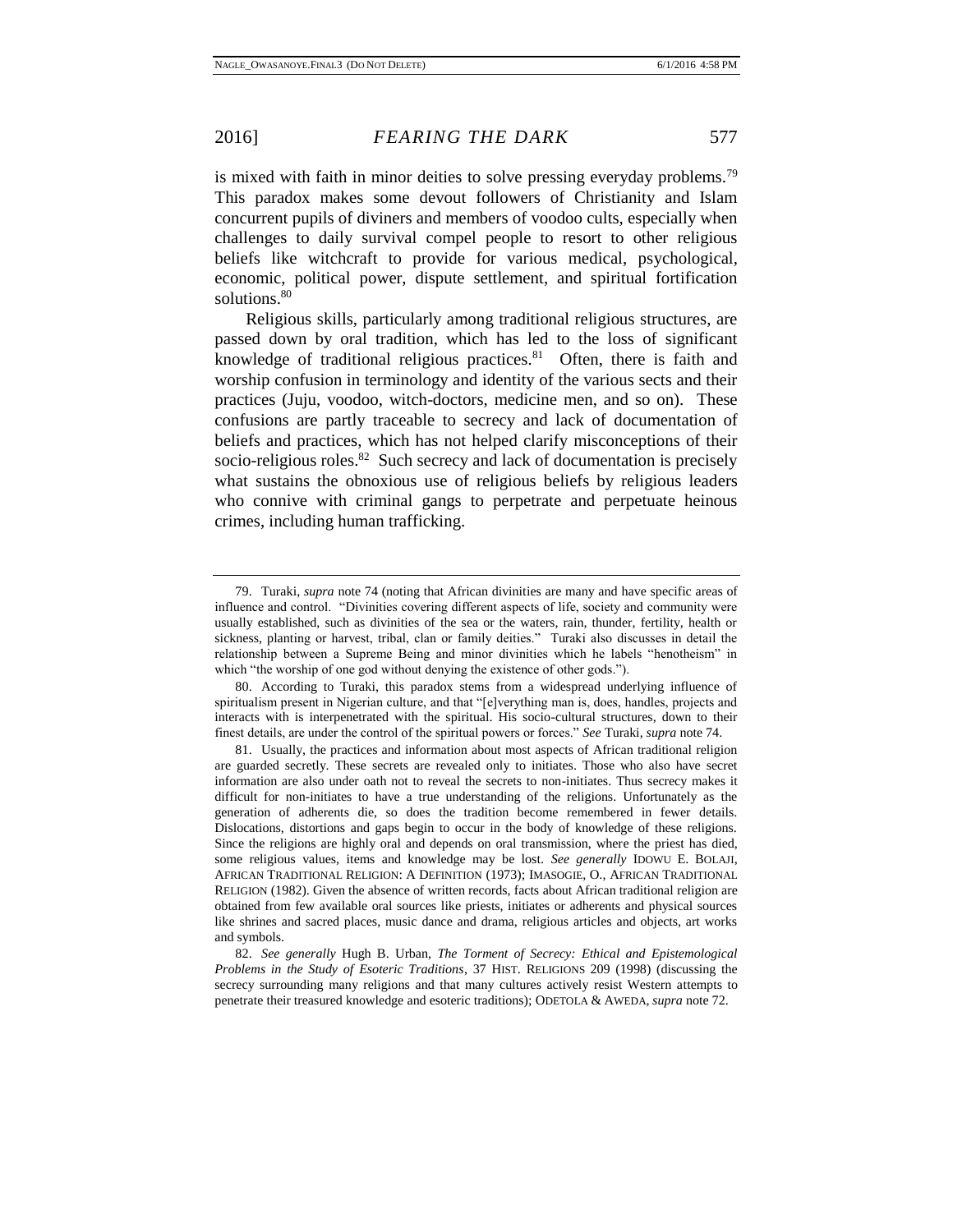is mixed with faith in minor deities to solve pressing everyday problems.[79] This paradox makes some devout followers of Christianity and Islam concurrent pupils of diviners and members of voodoo cults, especially when challenges to daily survival compel people to resort to other religious beliefs like witchcraft to provide for various medical, psychological, economic, political power, dispute settlement, and spiritual fortification solutions.[80]

Religious skills, particularly among traditional religious structures, are passed down by oral tradition, which has led to the loss of significant knowledge of traditional religious practices.[81] Often, there is faith and worship confusion in terminology and identity of the various sects and their practices (Juju, voodoo, witch-doctors, medicine men, and so on). These confusions are partly traceable to secrecy and lack of documentation of beliefs and practices, which has not helped clarify misconceptions of their socio-religious roles.[82] Such secrecy and lack of documentation is precisely what sustains the obnoxious use of religious beliefs by religious leaders who connive with criminal gangs to perpetrate and perpetuate heinous crimes, including human trafficking.

---

79. Turaki, *supra* note 74 (noting that African divinities are many and have specific areas of influence and control. "Divinities covering different aspects of life, society and community were usually established, such as divinities of the sea or the waters, rain, thunder, fertility, health or sickness, planting or harvest, tribal, clan or family deities." Turaki also discusses in detail the relationship between a Supreme Being and minor divinities which he labels "henotheism" in which "the worship of one god without denying the existence of other gods.").

80. According to Turaki, this paradox stems from a widespread underlying influence of spiritualism present in Nigerian culture, and that "[e]verything man is, does, handles, projects and interacts with is interpenetrated with the spiritual. His socio-cultural structures, down to their finest details, are under the control of the spiritual powers or forces." *See* Turaki, *supra* note 74.

81. Usually, the practices and information about most aspects of African traditional religion are guarded secretly. These secrets are revealed only to initiates. Those who also have secret information are also under oath not to reveal the secrets to non-initiates. Thus secrecy makes it difficult for non-initiates to have a true understanding of the religions. Unfortunately as the generation of adherents die, so does the tradition become remembered in fewer details. Dislocations, distortions and gaps begin to occur in the body of knowledge of these religions. Since the religions are highly oral and depends on oral transmission, where the priest has died, some religious values, items and knowledge may be lost. *See generally* IDOWU E. BOLAJI, AFRICAN TRADITIONAL RELIGION: A DEFINITION (1973); IMASOGIE, O., AFRICAN TRADITIONAL RELIGION (1982). Given the absence of written records, facts about African traditional religion are obtained from few available oral sources like priests, initiates or adherents and physical sources like shrines and sacred places, music dance and drama, religious articles and objects, art works and symbols.

82. *See generally* Hugh B. Urban, *The Torment of Secrecy: Ethical and Epistemological Problems in the Study of Esoteric Traditions*, 37 HIST. RELIGIONS 209 (1998) (discussing the secrecy surrounding many religions and that many cultures actively resist Western attempts to penetrate their treasured knowledge and esoteric traditions); ODETOLA & AWEDA, *supra* note 72.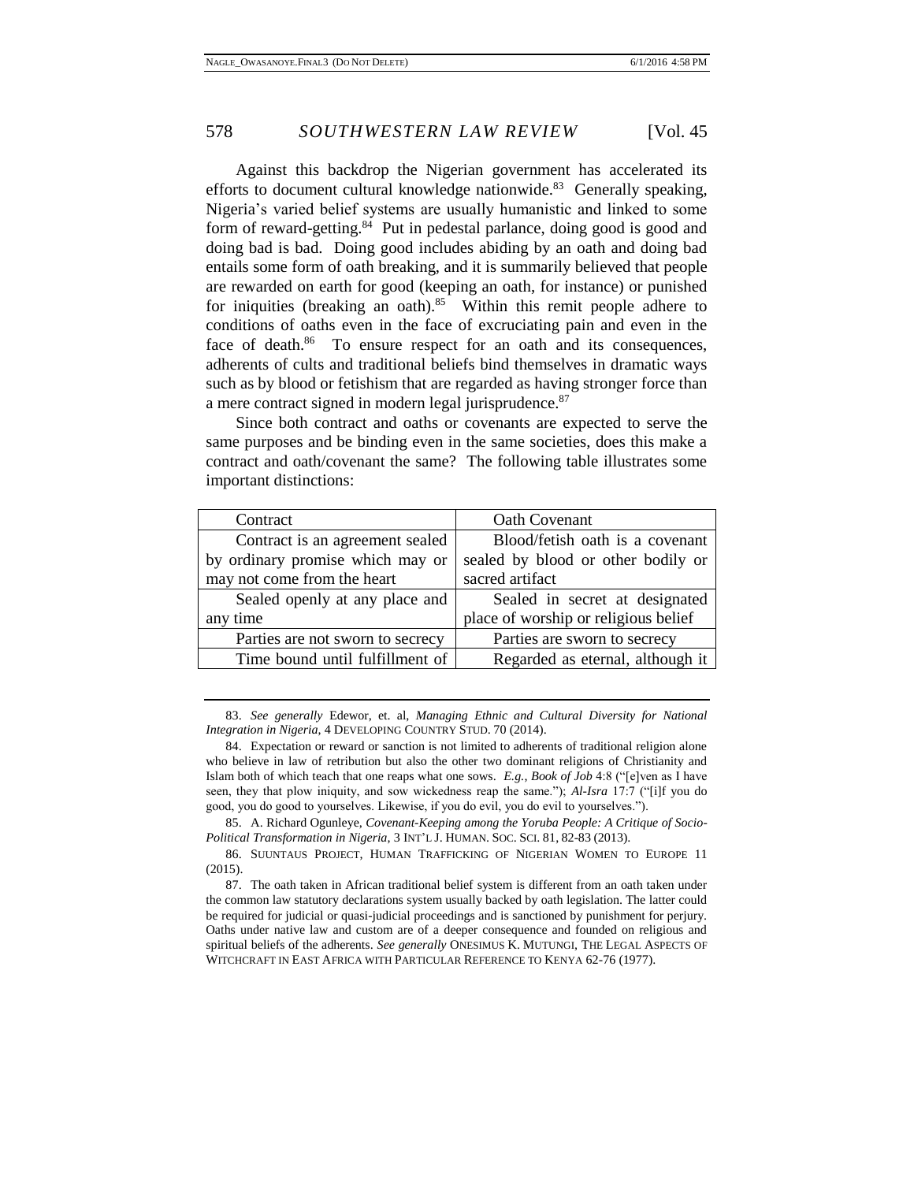Against this backdrop the Nigerian government has accelerated its efforts to document cultural knowledge nationwide.[83] Generally speaking, Nigeria's varied belief systems are usually humanistic and linked to some form of reward-getting.[84] Put in pedestal parlance, doing good is good and doing bad is bad. Doing good includes abiding by an oath and doing bad entails some form of oath breaking, and it is summarily believed that people are rewarded on earth for good (keeping an oath, for instance) or punished for iniquities (breaking an oath).[85] Within this remit people adhere to conditions of oaths even in the face of excruciating pain and even in the face of death.[86] To ensure respect for an oath and its consequences, adherents of cults and traditional beliefs bind themselves in dramatic ways such as by blood or fetishism that are regarded as having stronger force than a mere contract signed in modern legal jurisprudence.[87]

Since both contract and oaths or covenants are expected to serve the same purposes and be binding even in the same societies, does this make a contract and oath/covenant the same? The following table illustrates some important distinctions:

| Contract | Oath Covenant |
|---|---|
| Contract is an agreement sealed by ordinary promise which may or may not come from the heart | Blood/fetish oath is a covenant sealed by blood or other bodily or sacred artifact |
| Sealed openly at any place and any time | Sealed in secret at designated place of worship or religious belief |
| Parties are not sworn to secrecy | Parties are sworn to secrecy |
| Time bound until fulfillment of | Regarded as eternal, although it |

---

83. *See generally* Edewor, et. al, *Managing Ethnic and Cultural Diversity for National Integration in Nigeria*, 4 DEVELOPING COUNTRY STUD. 70 (2014).

84. Expectation or reward or sanction is not limited to adherents of traditional religion alone who believe in law of retribution but also the other two dominant religions of Christianity and Islam both of which teach that one reaps what one sows. *E.g.*, *Book of Job* 4:8 ("[e]ven as I have seen, they that plow iniquity, and sow wickedness reap the same."); *Al-Isra* 17:7 ("[i]f you do good, you do good to yourselves. Likewise, if you do evil, you do evil to yourselves.").

85. A. Richard Ogunleye, *Covenant-Keeping among the Yoruba People: A Critique of Socio-Political Transformation in Nigeria*, 3 INT'L J. HUMAN. SOC. SCI. 81, 82-83 (2013).

86. SUUNTAUS PROJECT, HUMAN TRAFFICKING OF NIGERIAN WOMEN TO EUROPE 11 (2015).

87. The oath taken in African traditional belief system is different from an oath taken under the common law statutory declarations system usually backed by oath legislation. The latter could be required for judicial or quasi-judicial proceedings and is sanctioned by punishment for perjury. Oaths under native law and custom are of a deeper consequence and founded on religious and spiritual beliefs of the adherents. *See generally* ONESIMUS K. MUTUNGI, THE LEGAL ASPECTS OF WITCHCRAFT IN EAST AFRICA WITH PARTICULAR REFERENCE TO KENYA 62-76 (1977).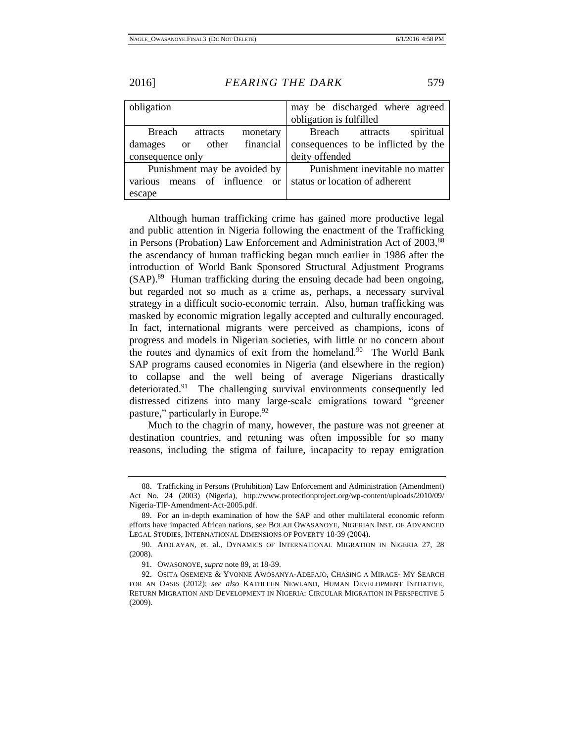| | |
|---|---|
| obligation | may be discharged where agreed obligation is fulfilled |
| Breach attracts monetary damages or other financial consequence only | Breach attracts spiritual consequences to be inflicted by the deity offended |
| Punishment may be avoided by various means of influence or escape | Punishment inevitable no matter status or location of adherent |

Although human trafficking crime has gained more productive legal and public attention in Nigeria following the enactment of the Trafficking in Persons (Probation) Law Enforcement and Administration Act of 2003,[88] the ascendancy of human trafficking began much earlier in 1986 after the introduction of World Bank Sponsored Structural Adjustment Programs (SAP).[89] Human trafficking during the ensuing decade had been ongoing, but regarded not so much as a crime as, perhaps, a necessary survival strategy in a difficult socio-economic terrain. Also, human trafficking was masked by economic migration legally accepted and culturally encouraged. In fact, international migrants were perceived as champions, icons of progress and models in Nigerian societies, with little or no concern about the routes and dynamics of exit from the homeland.[90] The World Bank SAP programs caused economies in Nigeria (and elsewhere in the region) to collapse and the well being of average Nigerians drastically deteriorated.[91] The challenging survival environments consequently led distressed citizens into many large-scale emigrations toward "greener pasture," particularly in Europe.[92]

Much to the chagrin of many, however, the pasture was not greener at destination countries, and retuning was often impossible for so many reasons, including the stigma of failure, incapacity to repay emigration

88. Trafficking in Persons (Prohibition) Law Enforcement and Administration (Amendment) Act No. 24 (2003) (Nigeria), http://www.protectionproject.org/wp-content/uploads/2010/09/Nigeria-TIP-Amendment-Act-2005.pdf.

89. For an in-depth examination of how the SAP and other multilateral economic reform efforts have impacted African nations, see BOLAJI OWASANOYE, NIGERIAN INST. OF ADVANCED LEGAL STUDIES, INTERNATIONAL DIMENSIONS OF POVERTY 18-39 (2004).

90. AFOLAYAN, et. al., DYNAMICS OF INTERNATIONAL MIGRATION IN NIGERIA 27, 28 (2008).

91. OWASONOYE, *supra* note 89, at 18-39.

92. OSITA OSEMENE & YVONNE AWOSANYA-ADEFAJO, CHASING A MIRAGE- MY SEARCH FOR AN OASIS (2012); *see also* KATHLEEN NEWLAND, HUMAN DEVELOPMENT INITIATIVE, RETURN MIGRATION AND DEVELOPMENT IN NIGERIA: CIRCULAR MIGRATION IN PERSPECTIVE 5 (2009).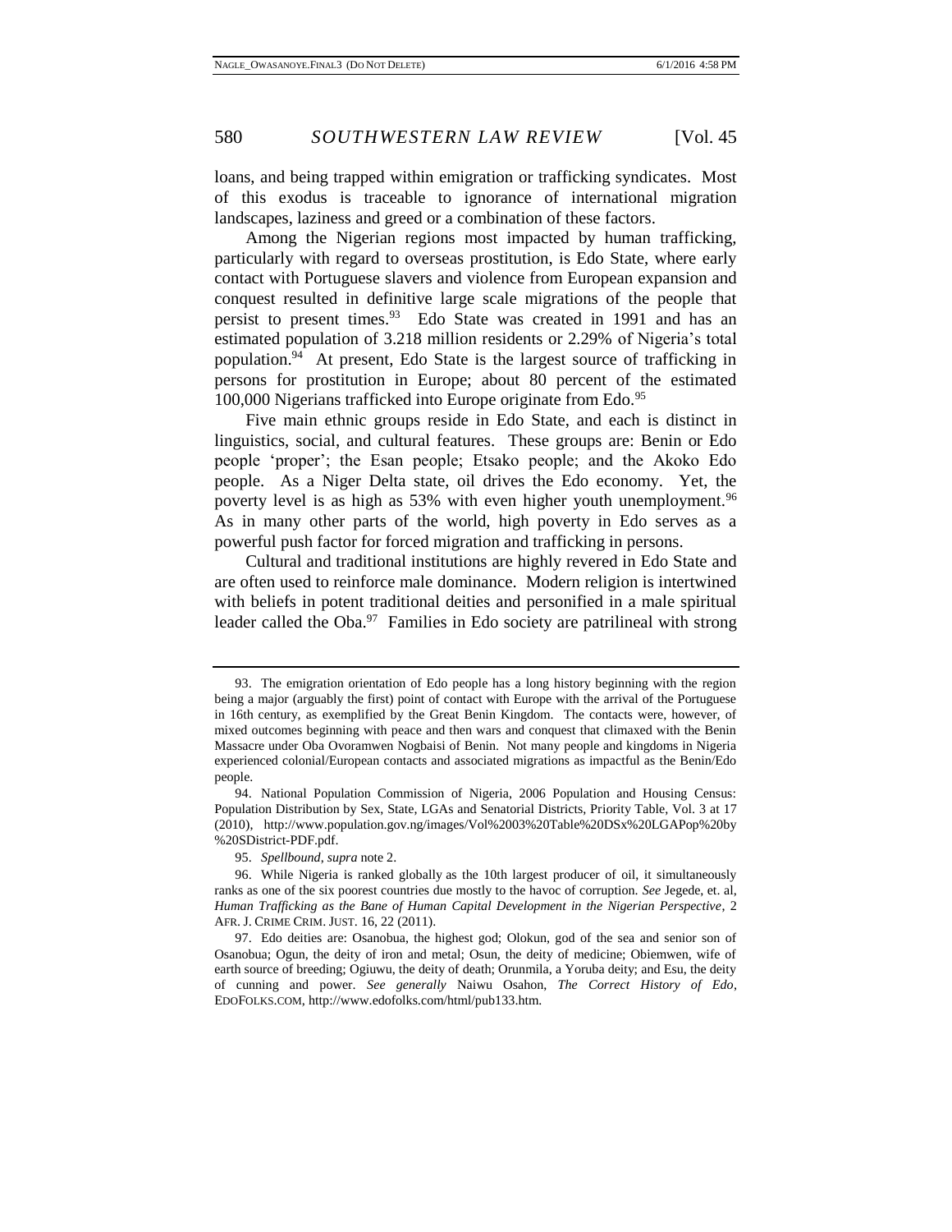loans, and being trapped within emigration or trafficking syndicates. Most of this exodus is traceable to ignorance of international migration landscapes, laziness and greed or a combination of these factors.

Among the Nigerian regions most impacted by human trafficking, particularly with regard to overseas prostitution, is Edo State, where early contact with Portuguese slavers and violence from European expansion and conquest resulted in definitive large scale migrations of the people that persist to present times.[93] Edo State was created in 1991 and has an estimated population of 3.218 million residents or 2.29% of Nigeria's total population.[94] At present, Edo State is the largest source of trafficking in persons for prostitution in Europe; about 80 percent of the estimated 100,000 Nigerians trafficked into Europe originate from Edo.[95]

Five main ethnic groups reside in Edo State, and each is distinct in linguistics, social, and cultural features. These groups are: Benin or Edo people 'proper'; the Esan people; Etsako people; and the Akoko Edo people. As a Niger Delta state, oil drives the Edo economy. Yet, the poverty level is as high as 53% with even higher youth unemployment.[96] As in many other parts of the world, high poverty in Edo serves as a powerful push factor for forced migration and trafficking in persons.

Cultural and traditional institutions are highly revered in Edo State and are often used to reinforce male dominance. Modern religion is intertwined with beliefs in potent traditional deities and personified in a male spiritual leader called the Oba.[97] Families in Edo society are patrilineal with strong

---

93. The emigration orientation of Edo people has a long history beginning with the region being a major (arguably the first) point of contact with Europe with the arrival of the Portuguese in 16th century, as exemplified by the Great Benin Kingdom. The contacts were, however, of mixed outcomes beginning with peace and then wars and conquest that climaxed with the Benin Massacre under Oba Ovoramwen Nogbaisi of Benin. Not many people and kingdoms in Nigeria experienced colonial/European contacts and associated migrations as impactful as the Benin/Edo people.

94. National Population Commission of Nigeria, 2006 Population and Housing Census: Population Distribution by Sex, State, LGAs and Senatorial Districts, Priority Table, Vol. 3 at 17 (2010), http://www.population.gov.ng/images/Vol%2003%20Table%20DSx%20LGAPop%20by%20SDistrict-PDF.pdf.

95. *Spellbound*, *supra* note 2.

96. While Nigeria is ranked globally as the 10th largest producer of oil, it simultaneously ranks as one of the six poorest countries due mostly to the havoc of corruption. *See* Jegede, et. al, *Human Trafficking as the Bane of Human Capital Development in the Nigerian Perspective*, 2 AFR. J. CRIME CRIM. JUST. 16, 22 (2011).

97. Edo deities are: Osanobua, the highest god; Olokun, god of the sea and senior son of Osanobua; Ogun, the deity of iron and metal; Osun, the deity of medicine; Obiemwen, wife of earth source of breeding; Ogiuwu, the deity of death; Orunmila, a Yoruba deity; and Esu, the deity of cunning and power. *See generally* Naiwu Osahon, *The Correct History of Edo*, EDOFOLKS.COM, http://www.edofolks.com/html/pub133.htm.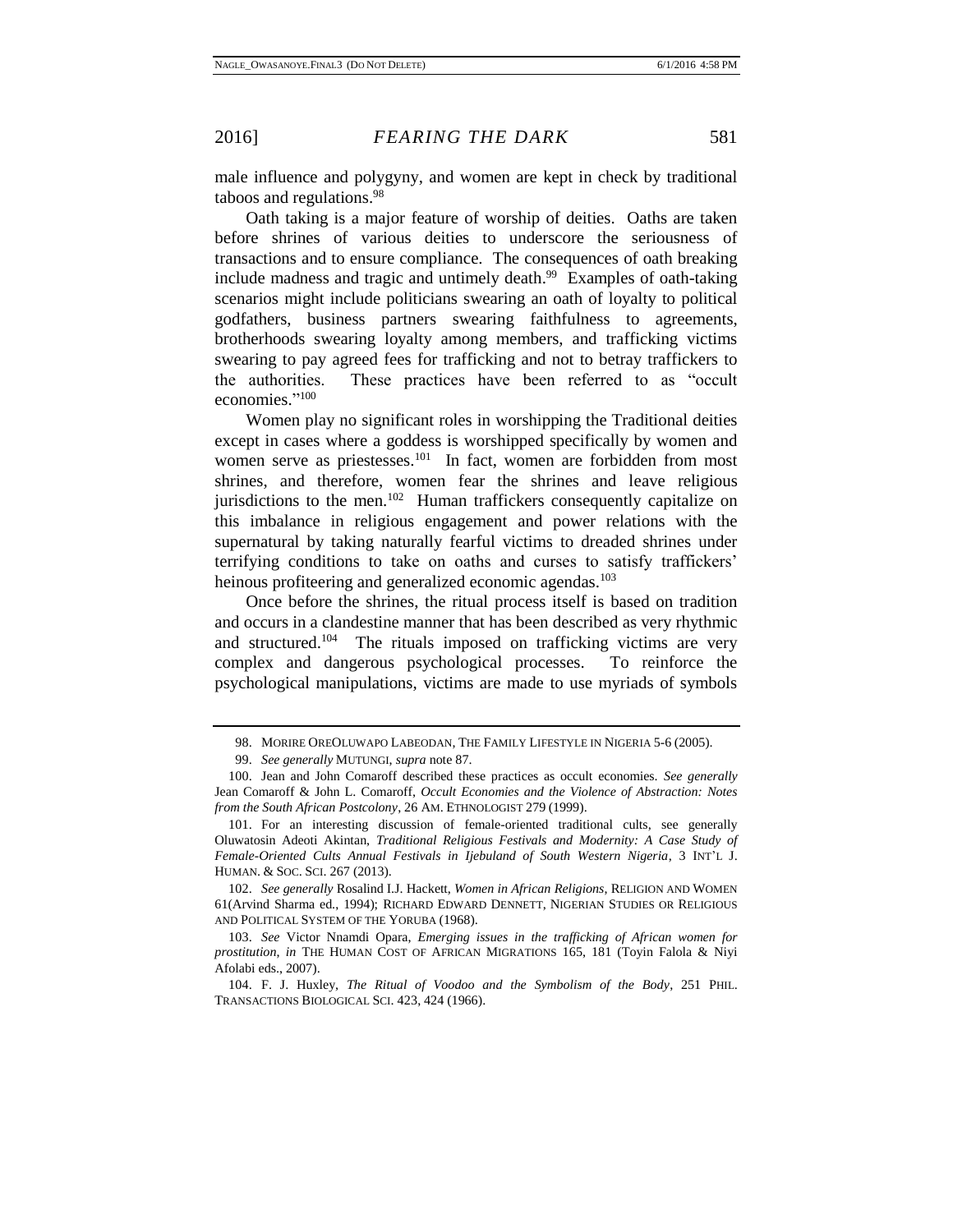male influence and polygyny, and women are kept in check by traditional taboos and regulations.[98]

Oath taking is a major feature of worship of deities. Oaths are taken before shrines of various deities to underscore the seriousness of transactions and to ensure compliance. The consequences of oath breaking include madness and tragic and untimely death.[99] Examples of oath-taking scenarios might include politicians swearing an oath of loyalty to political godfathers, business partners swearing faithfulness to agreements, brotherhoods swearing loyalty among members, and trafficking victims swearing to pay agreed fees for trafficking and not to betray traffickers to the authorities. These practices have been referred to as "occult economies."[100]

Women play no significant roles in worshipping the Traditional deities except in cases where a goddess is worshipped specifically by women and women serve as priestesses.[101] In fact, women are forbidden from most shrines, and therefore, women fear the shrines and leave religious jurisdictions to the men.[102] Human traffickers consequently capitalize on this imbalance in religious engagement and power relations with the supernatural by taking naturally fearful victims to dreaded shrines under terrifying conditions to take on oaths and curses to satisfy traffickers' heinous profiteering and generalized economic agendas.[103]

Once before the shrines, the ritual process itself is based on tradition and occurs in a clandestine manner that has been described as very rhythmic and structured.[104] The rituals imposed on trafficking victims are very complex and dangerous psychological processes. To reinforce the psychological manipulations, victims are made to use myriads of symbols

---

98. MORIRE OREOLUWAPO LABEODAN, THE FAMILY LIFESTYLE IN NIGERIA 5-6 (2005).

99. *See generally* MUTUNGI, *supra* note 87.

100. Jean and John Comaroff described these practices as occult economies. *See generally* Jean Comaroff & John L. Comaroff, *Occult Economies and the Violence of Abstraction: Notes from the South African Postcolony*, 26 AM. ETHNOLOGIST 279 (1999).

101. For an interesting discussion of female-oriented traditional cults, see generally Oluwatosin Adeoti Akintan, *Traditional Religious Festivals and Modernity: A Case Study of Female-Oriented Cults Annual Festivals in Ijebuland of South Western Nigeria*, 3 INT'L J. HUMAN. & SOC. SCI. 267 (2013).

102. *See generally* Rosalind I.J. Hackett, *Women in African Religions*, RELIGION AND WOMEN 61(Arvind Sharma ed., 1994); RICHARD EDWARD DENNETT, NIGERIAN STUDIES OR RELIGIOUS AND POLITICAL SYSTEM OF THE YORUBA (1968).

103. *See* Victor Nnamdi Opara, *Emerging issues in the trafficking of African women for prostitution*, *in* THE HUMAN COST OF AFRICAN MIGRATIONS 165, 181 (Toyin Falola & Niyi Afolabi eds., 2007).

104. F. J. Huxley, *The Ritual of Voodoo and the Symbolism of the Body*, 251 PHIL. TRANSACTIONS BIOLOGICAL SCI. 423, 424 (1966).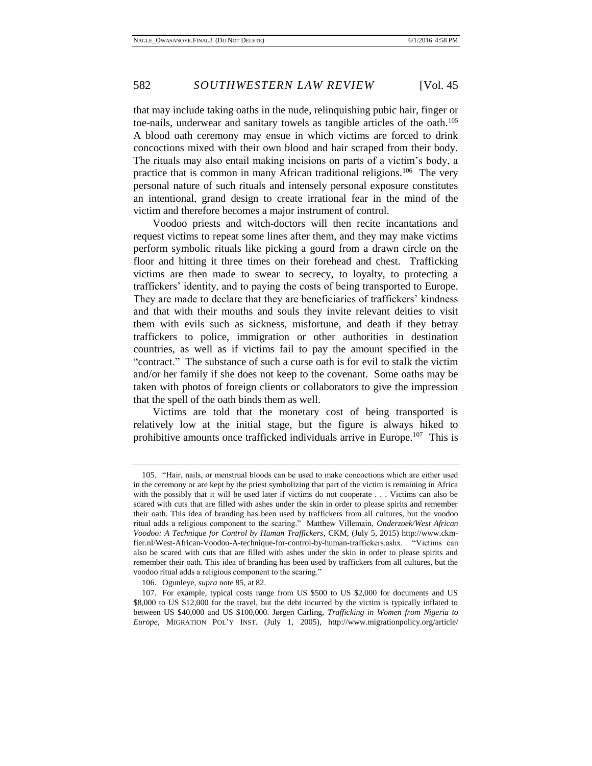that may include taking oaths in the nude, relinquishing pubic hair, finger or toe-nails, underwear and sanitary towels as tangible articles of the oath.[105] A blood oath ceremony may ensue in which victims are forced to drink concoctions mixed with their own blood and hair scraped from their body. The rituals may also entail making incisions on parts of a victim's body, a practice that is common in many African traditional religions.[106] The very personal nature of such rituals and intensely personal exposure constitutes an intentional, grand design to create irrational fear in the mind of the victim and therefore becomes a major instrument of control.

Voodoo priests and witch-doctors will then recite incantations and request victims to repeat some lines after them, and they may make victims perform symbolic rituals like picking a gourd from a drawn circle on the floor and hitting it three times on their forehead and chest. Trafficking victims are then made to swear to secrecy, to loyalty, to protecting a traffickers' identity, and to paying the costs of being transported to Europe. They are made to declare that they are beneficiaries of traffickers' kindness and that with their mouths and souls they invite relevant deities to visit them with evils such as sickness, misfortune, and death if they betray traffickers to police, immigration or other authorities in destination countries, as well as if victims fail to pay the amount specified in the "contract." The substance of such a curse oath is for evil to stalk the victim and/or her family if she does not keep to the covenant. Some oaths may be taken with photos of foreign clients or collaborators to give the impression that the spell of the oath binds them as well.

Victims are told that the monetary cost of being transported is relatively low at the initial stage, but the figure is always hiked to prohibitive amounts once trafficked individuals arrive in Europe.[107] This is

---

105. "Hair, nails, or menstrual bloods can be used to make concoctions which are either used in the ceremony or are kept by the priest symbolizing that part of the victim is remaining in Africa with the possibly that it will be used later if victims do not cooperate . . . Victims can also be scared with cuts that are filled with ashes under the skin in order to please spirits and remember their oath. This idea of branding has been used by traffickers from all cultures, but the voodoo ritual adds a religious component to the scaring." Matthew Villemain, *Onderzoek/West African Voodoo: A Technique for Control by Human Traffickers*, CKM, (July 5, 2015) http://www.ckm-fier.nl/West-African-Voodoo-A-technique-for-control-by-human-traffickers.ashx. "Victims can also be scared with cuts that are filled with ashes under the skin in order to please spirits and remember their oath. This idea of branding has been used by traffickers from all cultures, but the voodoo ritual adds a religious component to the scaring."

106. Ogunleye, *supra* note 85, at 82.

107. For example, typical costs range from US $500 to US $2,000 for documents and US $8,000 to US $12,000 for the travel, but the debt incurred by the victim is typically inflated to between US $40,000 and US $100,000. Jørgen Carling, *Trafficking in Women from Nigeria to Europe*, MIGRATION POL'Y INST. (July 1, 2005), http://www.migrationpolicy.org/article/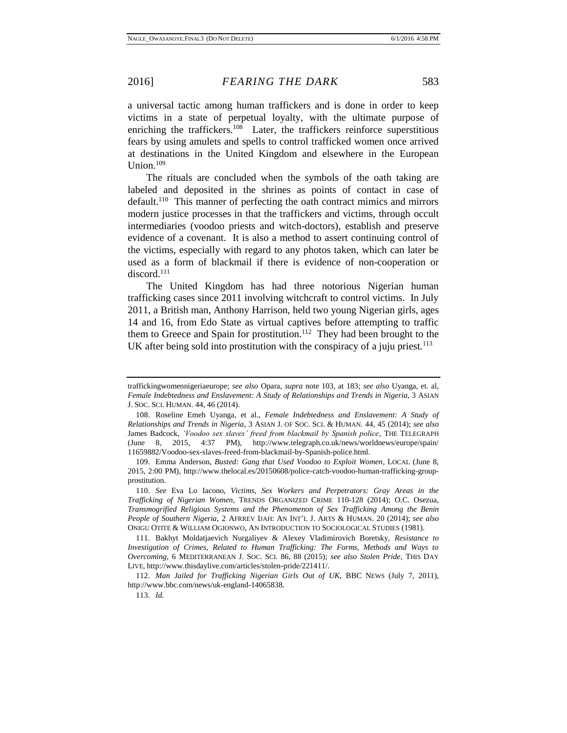a universal tactic among human traffickers and is done in order to keep victims in a state of perpetual loyalty, with the ultimate purpose of enriching the traffickers.[108] Later, the traffickers reinforce superstitious fears by using amulets and spells to control trafficked women once arrived at destinations in the United Kingdom and elsewhere in the European Union.[109]

The rituals are concluded when the symbols of the oath taking are labeled and deposited in the shrines as points of contact in case of default.[110] This manner of perfecting the oath contract mimics and mirrors modern justice processes in that the traffickers and victims, through occult intermediaries (voodoo priests and witch-doctors), establish and preserve evidence of a covenant. It is also a method to assert continuing control of the victims, especially with regard to any photos taken, which can later be used as a form of blackmail if there is evidence of non-cooperation or discord.[111]

The United Kingdom has had three notorious Nigerian human trafficking cases since 2011 involving witchcraft to control victims. In July 2011, a British man, Anthony Harrison, held two young Nigerian girls, ages 14 and 16, from Edo State as virtual captives before attempting to traffic them to Greece and Spain for prostitution.[112] They had been brought to the UK after being sold into prostitution with the conspiracy of a juju priest.[113]

---

traffickingwomennigeriaeurope; *see also* Opara, *supra* note 103, at 183; *see also* Uyanga, et. al, *Female Indebtedness and Enslavement: A Study of Relationships and Trends in Nigeria*, 3 ASIAN J. SOC. SCI. HUMAN. 44, 46 (2014).

108. Roseline Emeh Uyanga, et al., *Female Indebtedness and Enslavement: A Study of Relationships and Trends in Nigeria*, 3 ASIAN J. OF SOC. SCI. & HUMAN. 44, 45 (2014); *see also* James Badcock, *'Voodoo sex slaves' freed from blackmail by Spanish police*, THE TELEGRAPH (June 8, 2015, 4:37 PM), http://www.telegraph.co.uk/news/worldnews/europe/spain/11659882/Voodoo-sex-slaves-freed-from-blackmail-by-Spanish-police.html.

109. Emma Anderson, *Busted: Gang that Used Voodoo to Exploit Women*, LOCAL (June 8, 2015, 2:00 PM), http://www.thelocal.es/20150608/police-catch-voodoo-human-trafficking-group-prostitution.

110. *See* Eva Lo Iacono, *Victims, Sex Workers and Perpetrators: Gray Areas in the Trafficking of Nigerian Women*, TRENDS ORGANIZED CRIME 110-128 (2014); O.C. Osezua, *Transmogrified Religious Systems and the Phenomenon of Sex Trafficking Among the Benin People of Southern Nigeria*, 2 AFRREV IJAH: AN INT'L J. ARTS & HUMAN. 20 (2014); *see also* ONIGU OTITE & WILLIAM OGIONWO, AN INTRODUCTION TO SOCIOLOGICAL STUDIES (1981).

111. Bakhyt Moldatjaevich Nurgaliyev & Alexey Vladimirovich Boretsky, *Resistance to Investigation of Crimes, Related to Human Trafficking: The Forms, Methods and Ways to Overcoming*, 6 MEDITERRANEAN J. SOC. SCI. 86, 88 (2015); *see also Stolen Pride*, THIS DAY LIVE, http://www.thisdaylive.com/articles/stolen-pride/221411/.

112. *Man Jailed for Trafficking Nigerian Girls Out of UK*, BBC NEWS (July 7, 2011), http://www.bbc.com/news/uk-england-14065838.

113. *Id.*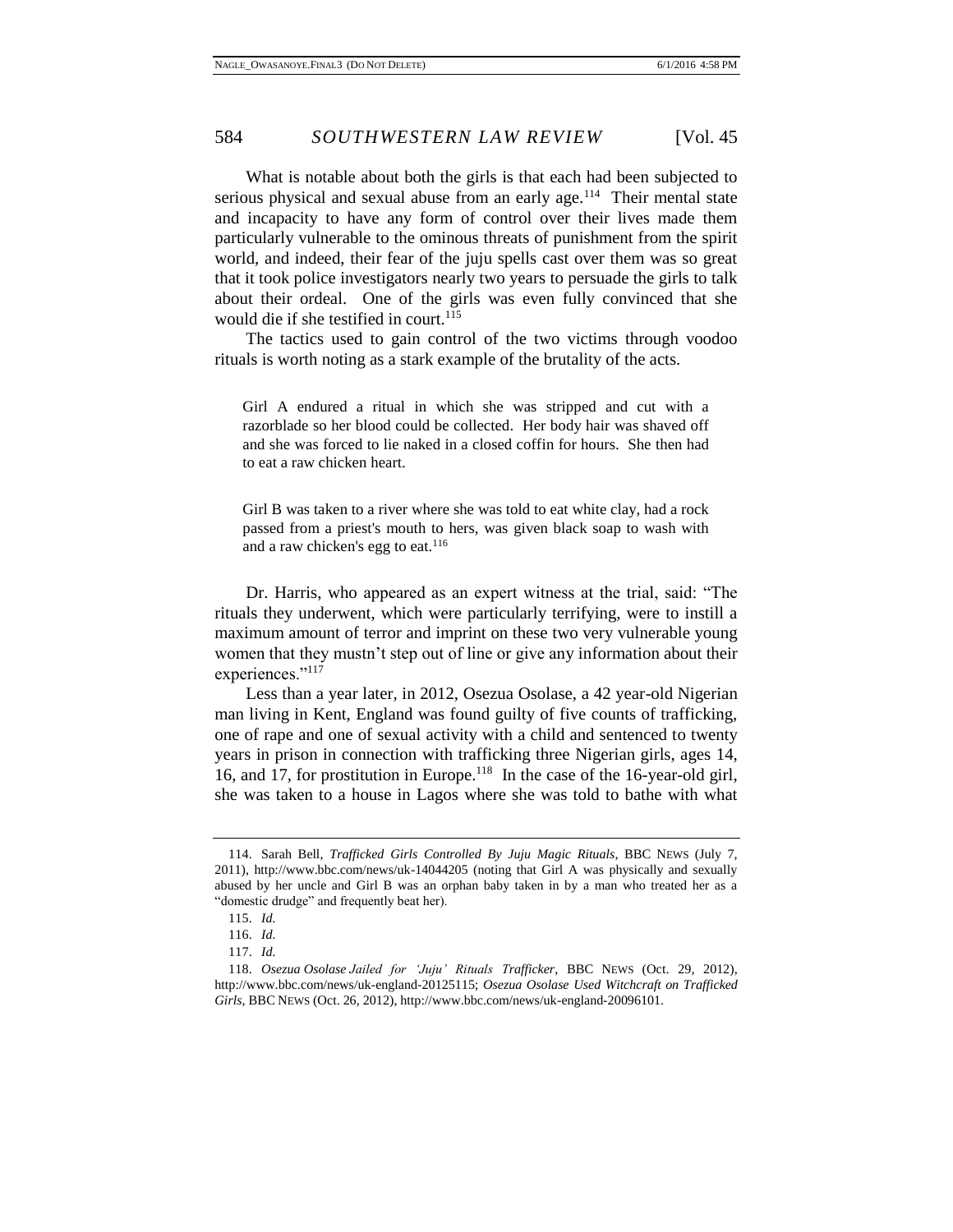What is notable about both the girls is that each had been subjected to serious physical and sexual abuse from an early age.[114] Their mental state and incapacity to have any form of control over their lives made them particularly vulnerable to the ominous threats of punishment from the spirit world, and indeed, their fear of the juju spells cast over them was so great that it took police investigators nearly two years to persuade the girls to talk about their ordeal. One of the girls was even fully convinced that she would die if she testified in court.[115]

The tactics used to gain control of the two victims through voodoo rituals is worth noting as a stark example of the brutality of the acts.

> Girl A endured a ritual in which she was stripped and cut with a razorblade so her blood could be collected. Her body hair was shaved off and she was forced to lie naked in a closed coffin for hours. She then had to eat a raw chicken heart.
>
> Girl B was taken to a river where she was told to eat white clay, had a rock passed from a priest's mouth to hers, was given black soap to wash with and a raw chicken's egg to eat.[116]

Dr. Harris, who appeared as an expert witness at the trial, said: "The rituals they underwent, which were particularly terrifying, were to instill a maximum amount of terror and imprint on these two very vulnerable young women that they mustn't step out of line or give any information about their experiences."[117]

Less than a year later, in 2012, Osezua Osolase, a 42 year-old Nigerian man living in Kent, England was found guilty of five counts of trafficking, one of rape and one of sexual activity with a child and sentenced to twenty years in prison in connection with trafficking three Nigerian girls, ages 14, 16, and 17, for prostitution in Europe.[118] In the case of the 16-year-old girl, she was taken to a house in Lagos where she was told to bathe with what

---

114. Sarah Bell, *Trafficked Girls Controlled By Juju Magic Rituals*, BBC NEWS (July 7, 2011), http://www.bbc.com/news/uk-14044205 (noting that Girl A was physically and sexually abused by her uncle and Girl B was an orphan baby taken in by a man who treated her as a "domestic drudge" and frequently beat her).

115. *Id.*

116. *Id.*

117. *Id.*

118. *Osezua Osolase Jailed for 'Juju' Rituals Trafficker*, BBC NEWS (Oct. 29, 2012), http://www.bbc.com/news/uk-england-20125115; *Osezua Osolase Used Witchcraft on Trafficked Girls*, BBC NEWS (Oct. 26, 2012), http://www.bbc.com/news/uk-england-20096101.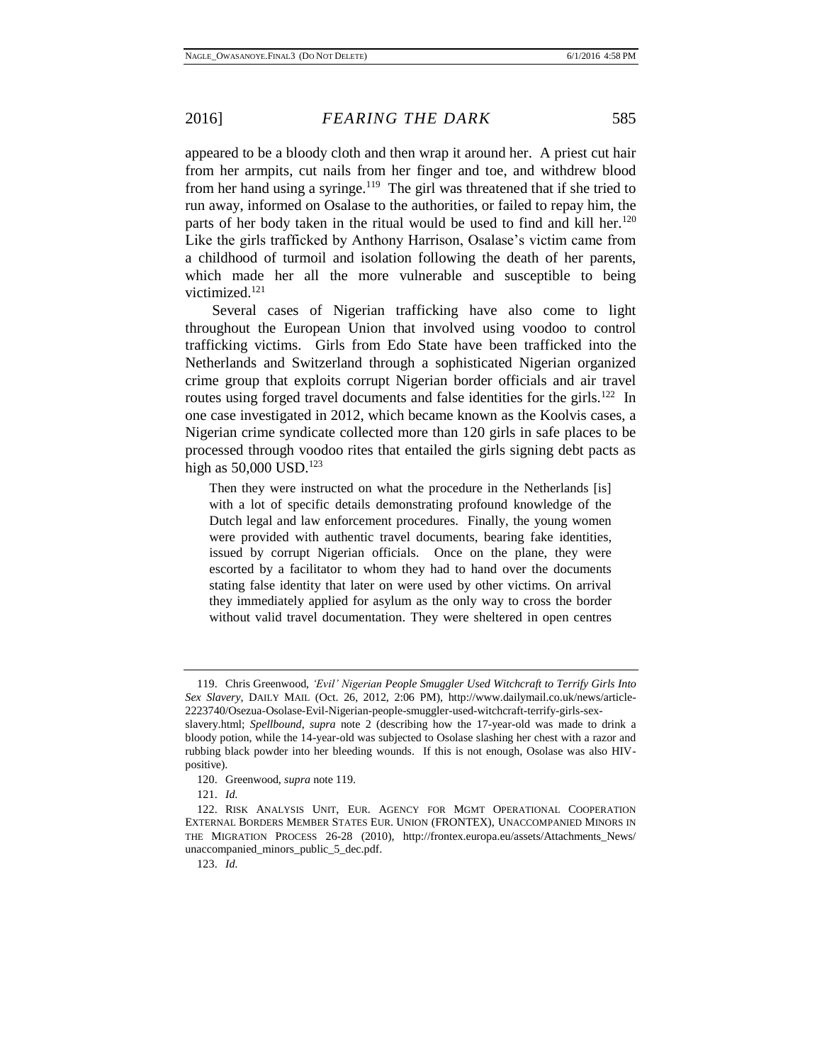appeared to be a bloody cloth and then wrap it around her. A priest cut hair from her armpits, cut nails from her finger and toe, and withdrew blood from her hand using a syringe.[119] The girl was threatened that if she tried to run away, informed on Osalase to the authorities, or failed to repay him, the parts of her body taken in the ritual would be used to find and kill her.[120] Like the girls trafficked by Anthony Harrison, Osalase's victim came from a childhood of turmoil and isolation following the death of her parents, which made her all the more vulnerable and susceptible to being victimized.[121]

Several cases of Nigerian trafficking have also come to light throughout the European Union that involved using voodoo to control trafficking victims. Girls from Edo State have been trafficked into the Netherlands and Switzerland through a sophisticated Nigerian organized crime group that exploits corrupt Nigerian border officials and air travel routes using forged travel documents and false identities for the girls.[122] In one case investigated in 2012, which became known as the Koolvis cases, a Nigerian crime syndicate collected more than 120 girls in safe places to be processed through voodoo rites that entailed the girls signing debt pacts as high as 50,000 USD.[123]

> Then they were instructed on what the procedure in the Netherlands [is] with a lot of specific details demonstrating profound knowledge of the Dutch legal and law enforcement procedures. Finally, the young women were provided with authentic travel documents, bearing fake identities, issued by corrupt Nigerian officials. Once on the plane, they were escorted by a facilitator to whom they had to hand over the documents stating false identity that later on were used by other victims. On arrival they immediately applied for asylum as the only way to cross the border without valid travel documentation. They were sheltered in open centres

---

119. Chris Greenwood, *'Evil' Nigerian People Smuggler Used Witchcraft to Terrify Girls Into Sex Slavery*, DAILY MAIL (Oct. 26, 2012, 2:06 PM), http://www.dailymail.co.uk/news/article-2223740/Osezua-Osolase-Evil-Nigerian-people-smuggler-used-witchcraft-terrify-girls-sex-slavery.html; *Spellbound*, *supra* note 2 (describing how the 17-year-old was made to drink a bloody potion, while the 14-year-old was subjected to Osolase slashing her chest with a razor and rubbing black powder into her bleeding wounds. If this is not enough, Osolase was also HIV-positive).

120. Greenwood, *supra* note 119.

121. *Id.*

122. RISK ANALYSIS UNIT, EUR. AGENCY FOR MGMT OPERATIONAL COOPERATION EXTERNAL BORDERS MEMBER STATES EUR. UNION (FRONTEX), UNACCOMPANIED MINORS IN THE MIGRATION PROCESS 26-28 (2010), http://frontex.europa.eu/assets/Attachments_News/unaccompanied_minors_public_5_dec.pdf.

123. *Id.*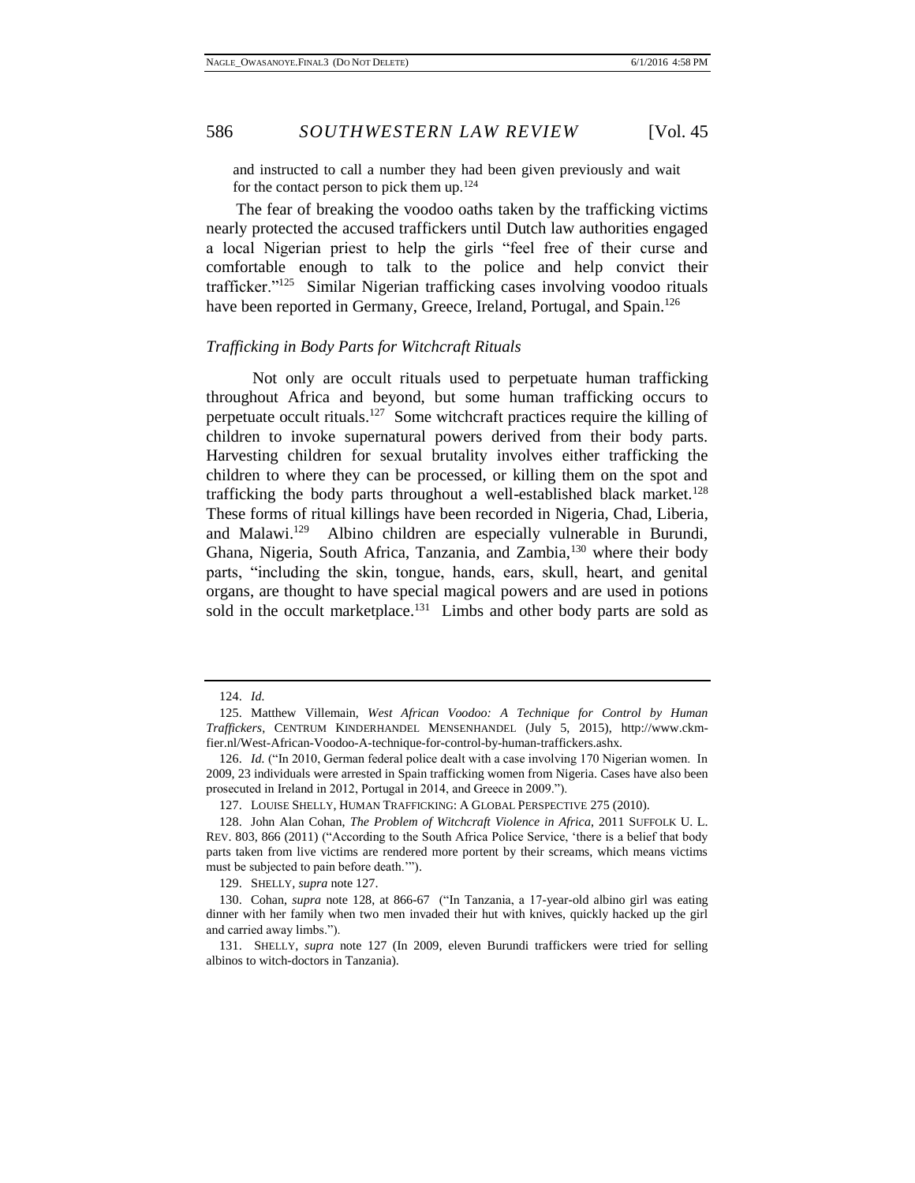and instructed to call a number they had been given previously and wait for the contact person to pick them up.[124]

The fear of breaking the voodoo oaths taken by the trafficking victims nearly protected the accused traffickers until Dutch law authorities engaged a local Nigerian priest to help the girls "feel free of their curse and comfortable enough to talk to the police and help convict their trafficker."[125] Similar Nigerian trafficking cases involving voodoo rituals have been reported in Germany, Greece, Ireland, Portugal, and Spain.[126]

*Trafficking in Body Parts for Witchcraft Rituals*

Not only are occult rituals used to perpetuate human trafficking throughout Africa and beyond, but some human trafficking occurs to perpetuate occult rituals.[127] Some witchcraft practices require the killing of children to invoke supernatural powers derived from their body parts. Harvesting children for sexual brutality involves either trafficking the children to where they can be processed, or killing them on the spot and trafficking the body parts throughout a well-established black market.[128] These forms of ritual killings have been recorded in Nigeria, Chad, Liberia, and Malawi.[129] Albino children are especially vulnerable in Burundi, Ghana, Nigeria, South Africa, Tanzania, and Zambia,[130] where their body parts, "including the skin, tongue, hands, ears, skull, heart, and genital organs, are thought to have special magical powers and are used in potions sold in the occult marketplace.[131] Limbs and other body parts are sold as

---

124. *Id.*

125. Matthew Villemain, *West African Voodoo: A Technique for Control by Human Traffickers*, CENTRUM KINDERHANDEL MENSENHANDEL (July 5, 2015), http://www.ckm-fier.nl/West-African-Voodoo-A-technique-for-control-by-human-traffickers.ashx.

126. *Id.* ("In 2010, German federal police dealt with a case involving 170 Nigerian women. In 2009, 23 individuals were arrested in Spain trafficking women from Nigeria. Cases have also been prosecuted in Ireland in 2012, Portugal in 2014, and Greece in 2009.").

127. LOUISE SHELLY, HUMAN TRAFFICKING: A GLOBAL PERSPECTIVE 275 (2010).

128. John Alan Cohan, *The Problem of Witchcraft Violence in Africa*, 2011 SUFFOLK U. L. REV. 803, 866 (2011) ("According to the South Africa Police Service, 'there is a belief that body parts taken from live victims are rendered more portent by their screams, which means victims must be subjected to pain before death.'").

129. SHELLY, *supra* note 127.

130. Cohan, *supra* note 128, at 866-67 ("In Tanzania, a 17-year-old albino girl was eating dinner with her family when two men invaded their hut with knives, quickly hacked up the girl and carried away limbs.").

131. SHELLY, *supra* note 127 (In 2009, eleven Burundi traffickers were tried for selling albinos to witch-doctors in Tanzania).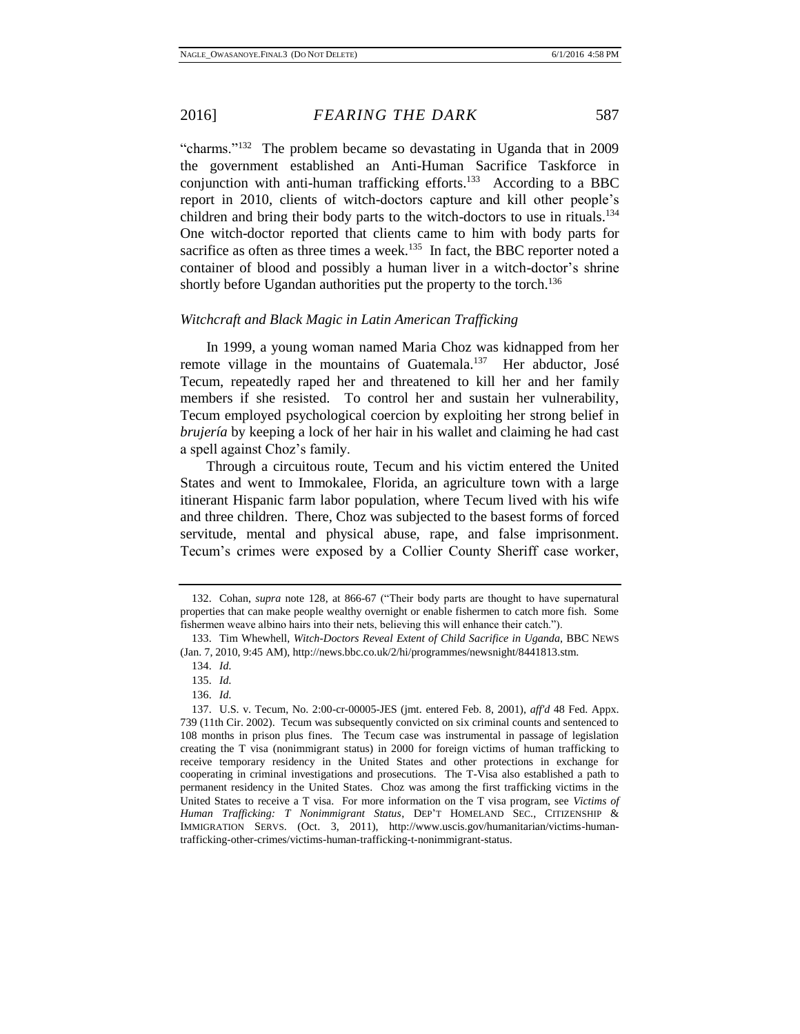"charms."[132] The problem became so devastating in Uganda that in 2009 the government established an Anti-Human Sacrifice Taskforce in conjunction with anti-human trafficking efforts.[133] According to a BBC report in 2010, clients of witch-doctors capture and kill other people's children and bring their body parts to the witch-doctors to use in rituals.[134] One witch-doctor reported that clients came to him with body parts for sacrifice as often as three times a week.[135] In fact, the BBC reporter noted a container of blood and possibly a human liver in a witch-doctor's shrine shortly before Ugandan authorities put the property to the torch.[136]

### *Witchcraft and Black Magic in Latin American Trafficking*

In 1999, a young woman named Maria Choz was kidnapped from her remote village in the mountains of Guatemala.[137] Her abductor, José Tecum, repeatedly raped her and threatened to kill her and her family members if she resisted. To control her and sustain her vulnerability, Tecum employed psychological coercion by exploiting her strong belief in *brujería* by keeping a lock of her hair in his wallet and claiming he had cast a spell against Choz's family.

Through a circuitous route, Tecum and his victim entered the United States and went to Immokalee, Florida, an agriculture town with a large itinerant Hispanic farm labor population, where Tecum lived with his wife and three children. There, Choz was subjected to the basest forms of forced servitude, mental and physical abuse, rape, and false imprisonment. Tecum's crimes were exposed by a Collier County Sheriff case worker,

---

132. Cohan, *supra* note 128, at 866-67 ("Their body parts are thought to have supernatural properties that can make people wealthy overnight or enable fishermen to catch more fish. Some fishermen weave albino hairs into their nets, believing this will enhance their catch.").

133. Tim Whewhell, *Witch-Doctors Reveal Extent of Child Sacrifice in Uganda*, BBC NEWS (Jan. 7, 2010, 9:45 AM), http://news.bbc.co.uk/2/hi/programmes/newsnight/8441813.stm.

134. *Id.*

135. *Id.*

136. *Id.*

137. U.S. v. Tecum, No. 2:00-cr-00005-JES (jmt. entered Feb. 8, 2001), *aff'd* 48 Fed. Appx. 739 (11th Cir. 2002). Tecum was subsequently convicted on six criminal counts and sentenced to 108 months in prison plus fines. The Tecum case was instrumental in passage of legislation creating the T visa (nonimmigrant status) in 2000 for foreign victims of human trafficking to receive temporary residency in the United States and other protections in exchange for cooperating in criminal investigations and prosecutions. The T-Visa also established a path to permanent residency in the United States. Choz was among the first trafficking victims in the United States to receive a T visa. For more information on the T visa program, see *Victims of Human Trafficking: T Nonimmigrant Status*, DEP'T HOMELAND SEC., CITIZENSHIP & IMMIGRATION SERVS. (Oct. 3, 2011), http://www.uscis.gov/humanitarian/victims-human-trafficking-other-crimes/victims-human-trafficking-t-nonimmigrant-status.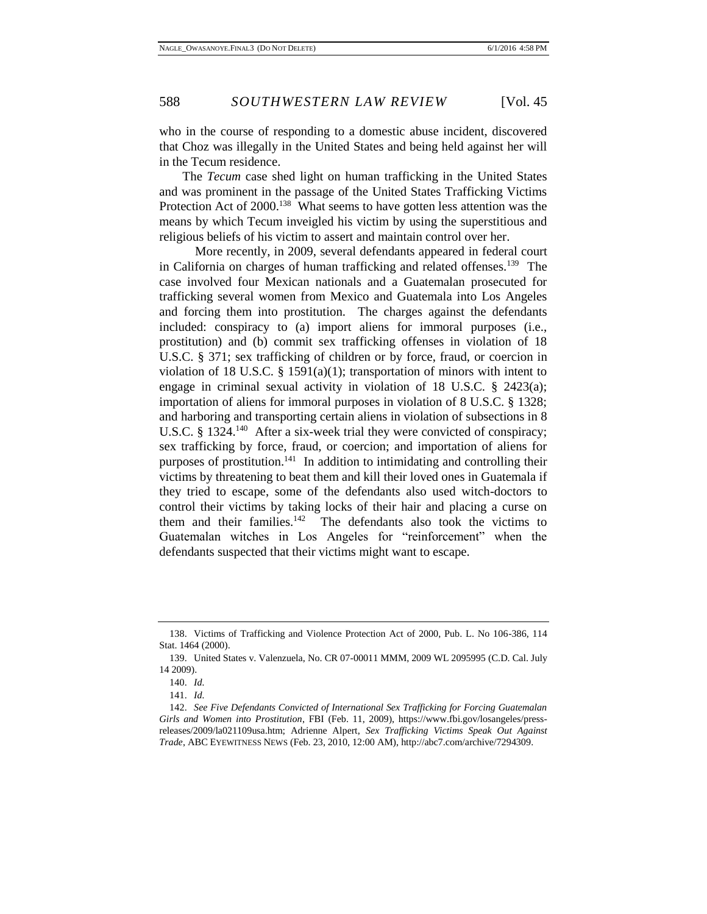who in the course of responding to a domestic abuse incident, discovered that Choz was illegally in the United States and being held against her will in the Tecum residence.

The *Tecum* case shed light on human trafficking in the United States and was prominent in the passage of the United States Trafficking Victims Protection Act of 2000.[138] What seems to have gotten less attention was the means by which Tecum inveigled his victim by using the superstitious and religious beliefs of his victim to assert and maintain control over her.

More recently, in 2009, several defendants appeared in federal court in California on charges of human trafficking and related offenses.[139] The case involved four Mexican nationals and a Guatemalan prosecuted for trafficking several women from Mexico and Guatemala into Los Angeles and forcing them into prostitution. The charges against the defendants included: conspiracy to (a) import aliens for immoral purposes (i.e., prostitution) and (b) commit sex trafficking offenses in violation of 18 U.S.C. § 371; sex trafficking of children or by force, fraud, or coercion in violation of 18 U.S.C. § 1591(a)(1); transportation of minors with intent to engage in criminal sexual activity in violation of 18 U.S.C. § 2423(a); importation of aliens for immoral purposes in violation of 8 U.S.C. § 1328; and harboring and transporting certain aliens in violation of subsections in 8 U.S.C. § 1324.[140] After a six-week trial they were convicted of conspiracy; sex trafficking by force, fraud, or coercion; and importation of aliens for purposes of prostitution.[141] In addition to intimidating and controlling their victims by threatening to beat them and kill their loved ones in Guatemala if they tried to escape, some of the defendants also used witch-doctors to control their victims by taking locks of their hair and placing a curse on them and their families.[142] The defendants also took the victims to Guatemalan witches in Los Angeles for "reinforcement" when the defendants suspected that their victims might want to escape.

---

138. Victims of Trafficking and Violence Protection Act of 2000, Pub. L. No 106-386, 114 Stat. 1464 (2000).

139. United States v. Valenzuela, No. CR 07-00011 MMM, 2009 WL 2095995 (C.D. Cal. July 14 2009).

140. *Id.*

141. *Id.*

142. *See Five Defendants Convicted of International Sex Trafficking for Forcing Guatemalan Girls and Women into Prostitution*, FBI (Feb. 11, 2009), https://www.fbi.gov/losangeles/press-releases/2009/la021109usa.htm; Adrienne Alpert, *Sex Trafficking Victims Speak Out Against Trade*, ABC EYEWITNESS NEWS (Feb. 23, 2010, 12:00 AM), http://abc7.com/archive/7294309.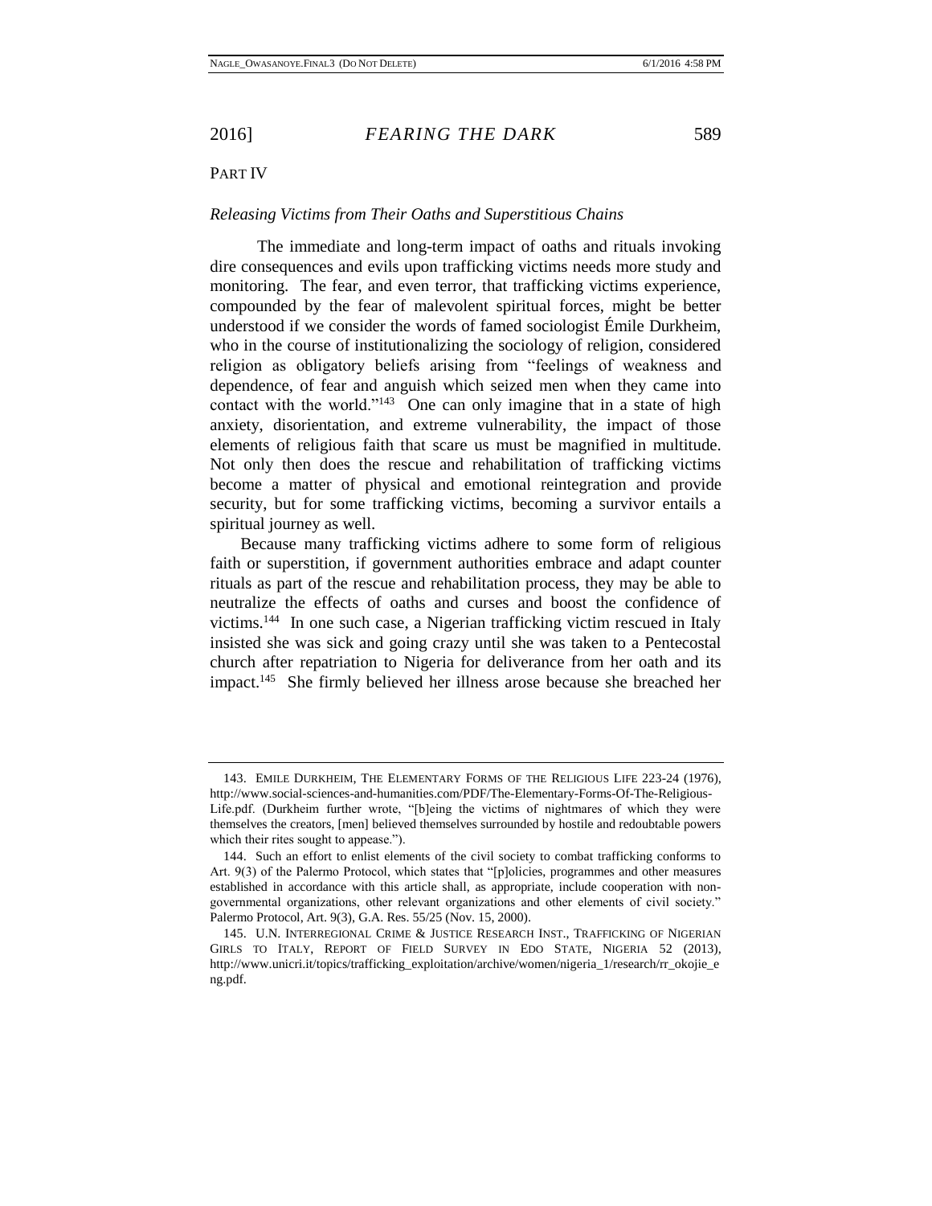PART IV

*Releasing Victims from Their Oaths and Superstitious Chains*

The immediate and long-term impact of oaths and rituals invoking dire consequences and evils upon trafficking victims needs more study and monitoring. The fear, and even terror, that trafficking victims experience, compounded by the fear of malevolent spiritual forces, might be better understood if we consider the words of famed sociologist Émile Durkheim, who in the course of institutionalizing the sociology of religion, considered religion as obligatory beliefs arising from "feelings of weakness and dependence, of fear and anguish which seized men when they came into contact with the world."[143] One can only imagine that in a state of high anxiety, disorientation, and extreme vulnerability, the impact of those elements of religious faith that scare us must be magnified in multitude. Not only then does the rescue and rehabilitation of trafficking victims become a matter of physical and emotional reintegration and provide security, but for some trafficking victims, becoming a survivor entails a spiritual journey as well.

Because many trafficking victims adhere to some form of religious faith or superstition, if government authorities embrace and adapt counter rituals as part of the rescue and rehabilitation process, they may be able to neutralize the effects of oaths and curses and boost the confidence of victims.[144] In one such case, a Nigerian trafficking victim rescued in Italy insisted she was sick and going crazy until she was taken to a Pentecostal church after repatriation to Nigeria for deliverance from her oath and its impact.[145] She firmly believed her illness arose because she breached her

---

143. EMILE DURKHEIM, THE ELEMENTARY FORMS OF THE RELIGIOUS LIFE 223-24 (1976), http://www.social-sciences-and-humanities.com/PDF/The-Elementary-Forms-Of-The-Religious-Life.pdf. (Durkheim further wrote, "[b]eing the victims of nightmares of which they were themselves the creators, [men] believed themselves surrounded by hostile and redoubtable powers which their rites sought to appease.").

144. Such an effort to enlist elements of the civil society to combat trafficking conforms to Art. 9(3) of the Palermo Protocol, which states that "[p]olicies, programmes and other measures established in accordance with this article shall, as appropriate, include cooperation with non-governmental organizations, other relevant organizations and other elements of civil society." Palermo Protocol, Art. 9(3), G.A. Res. 55/25 (Nov. 15, 2000).

145. U.N. INTERREGIONAL CRIME & JUSTICE RESEARCH INST., TRAFFICKING OF NIGERIAN GIRLS TO ITALY, REPORT OF FIELD SURVEY IN EDO STATE, NIGERIA 52 (2013), http://www.unicri.it/topics/trafficking_exploitation/archive/women/nigeria_1/research/rr_okojie_eng.pdf.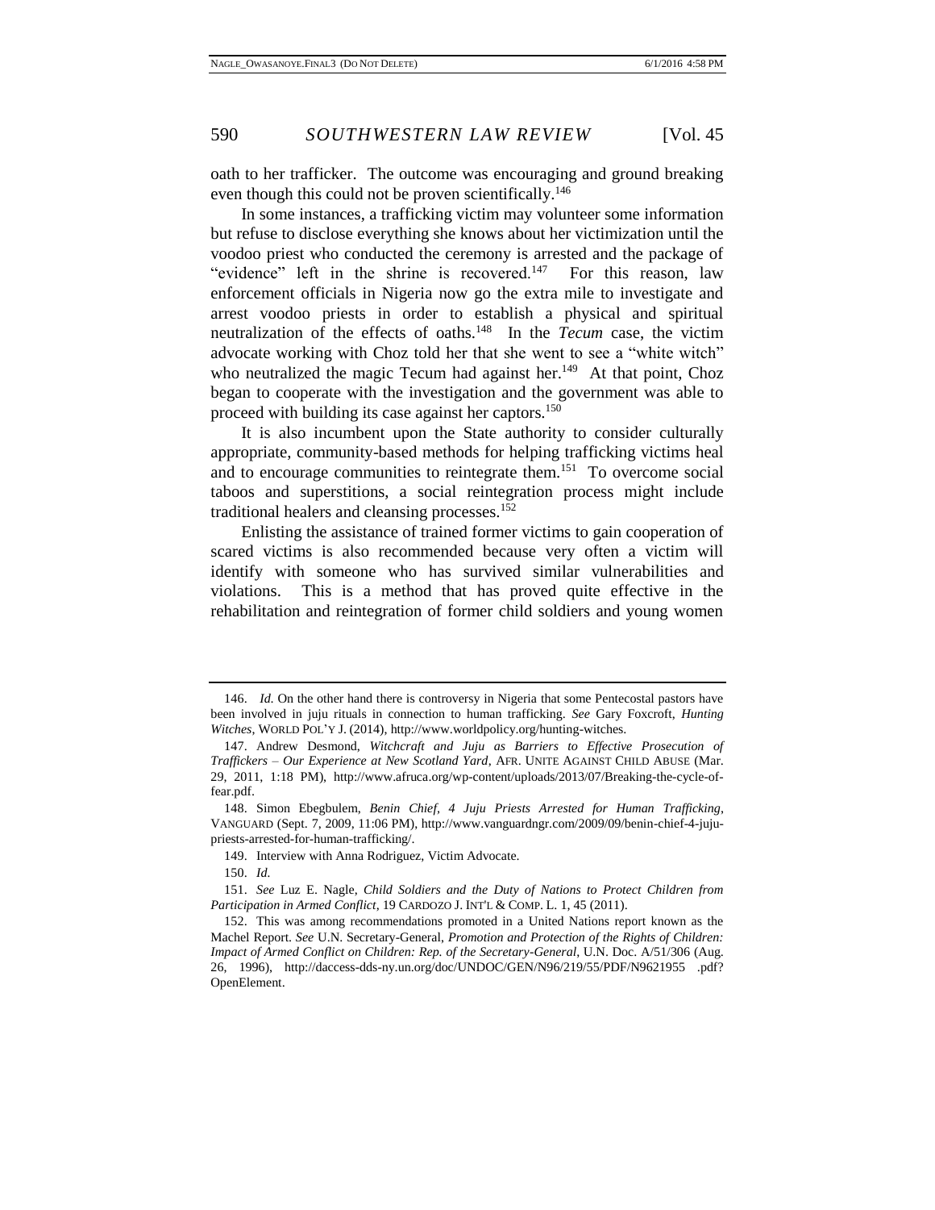oath to her trafficker. The outcome was encouraging and ground breaking even though this could not be proven scientifically.[146]

In some instances, a trafficking victim may volunteer some information but refuse to disclose everything she knows about her victimization until the voodoo priest who conducted the ceremony is arrested and the package of "evidence" left in the shrine is recovered.[147] For this reason, law enforcement officials in Nigeria now go the extra mile to investigate and arrest voodoo priests in order to establish a physical and spiritual neutralization of the effects of oaths.[148] In the *Tecum* case, the victim advocate working with Choz told her that she went to see a "white witch" who neutralized the magic Tecum had against her.[149] At that point, Choz began to cooperate with the investigation and the government was able to proceed with building its case against her captors.[150]

It is also incumbent upon the State authority to consider culturally appropriate, community-based methods for helping trafficking victims heal and to encourage communities to reintegrate them.[151] To overcome social taboos and superstitions, a social reintegration process might include traditional healers and cleansing processes.[152]

Enlisting the assistance of trained former victims to gain cooperation of scared victims is also recommended because very often a victim will identify with someone who has survived similar vulnerabilities and violations. This is a method that has proved quite effective in the rehabilitation and reintegration of former child soldiers and young women

---

146. *Id.* On the other hand there is controversy in Nigeria that some Pentecostal pastors have been involved in juju rituals in connection to human trafficking. *See* Gary Foxcroft, *Hunting Witches*, WORLD POL'Y J. (2014), http://www.worldpolicy.org/hunting-witches.

147. Andrew Desmond, *Witchcraft and Juju as Barriers to Effective Prosecution of Traffickers – Our Experience at New Scotland Yard*, AFR. UNITE AGAINST CHILD ABUSE (Mar. 29, 2011, 1:18 PM), http://www.afruca.org/wp-content/uploads/2013/07/Breaking-the-cycle-of-fear.pdf.

148. Simon Ebegbulem, *Benin Chief, 4 Juju Priests Arrested for Human Trafficking*, VANGUARD (Sept. 7, 2009, 11:06 PM), http://www.vanguardngr.com/2009/09/benin-chief-4-juju-priests-arrested-for-human-trafficking/.

149. Interview with Anna Rodriguez, Victim Advocate.

150. *Id.*

151. *See* Luz E. Nagle, *Child Soldiers and the Duty of Nations to Protect Children from Participation in Armed Conflict*, 19 CARDOZO J. INT'L & COMP. L. 1, 45 (2011).

152. This was among recommendations promoted in a United Nations report known as the Machel Report. *See* U.N. Secretary-General, *Promotion and Protection of the Rights of Children: Impact of Armed Conflict on Children: Rep. of the Secretary-General*, U.N. Doc. A/51/306 (Aug. 26, 1996), http://daccess-dds-ny.un.org/doc/UNDOC/GEN/N96/219/55/PDF/N9621955 .pdf?OpenElement.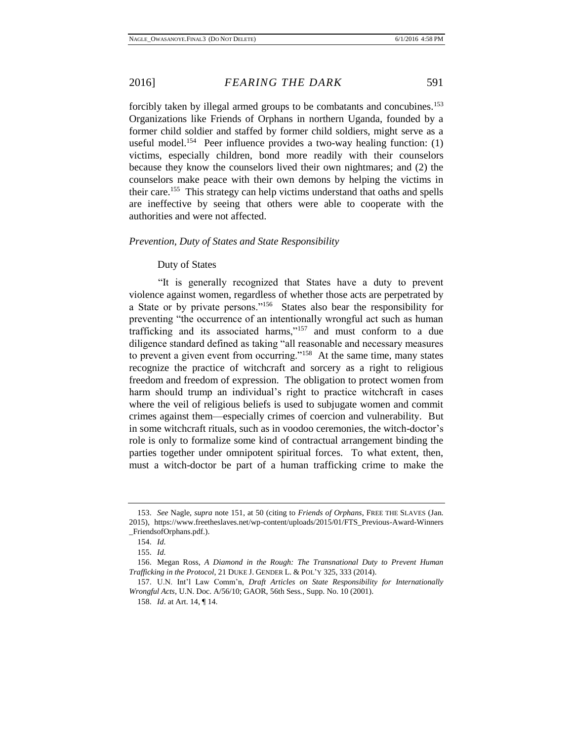forcibly taken by illegal armed groups to be combatants and concubines.[153] Organizations like Friends of Orphans in northern Uganda, founded by a former child soldier and staffed by former child soldiers, might serve as a useful model.[154] Peer influence provides a two-way healing function: (1) victims, especially children, bond more readily with their counselors because they know the counselors lived their own nightmares; and (2) the counselors make peace with their own demons by helping the victims in their care.[155] This strategy can help victims understand that oaths and spells are ineffective by seeing that others were able to cooperate with the authorities and were not affected.

### *Prevention, Duty of States and State Responsibility*

#### Duty of States

"It is generally recognized that States have a duty to prevent violence against women, regardless of whether those acts are perpetrated by a State or by private persons."[156] States also bear the responsibility for preventing "the occurrence of an intentionally wrongful act such as human trafficking and its associated harms,"[157] and must conform to a due diligence standard defined as taking "all reasonable and necessary measures to prevent a given event from occurring."[158] At the same time, many states recognize the practice of witchcraft and sorcery as a right to religious freedom and freedom of expression. The obligation to protect women from harm should trump an individual's right to practice witchcraft in cases where the veil of religious beliefs is used to subjugate women and commit crimes against them—especially crimes of coercion and vulnerability. But in some witchcraft rituals, such as in voodoo ceremonies, the witch-doctor's role is only to formalize some kind of contractual arrangement binding the parties together under omnipotent spiritual forces. To what extent, then, must a witch-doctor be part of a human trafficking crime to make the

---

153. *See* Nagle, *supra* note 151, at 50 (citing to *Friends of Orphans*, FREE THE SLAVES (Jan. 2015), https://www.freetheslaves.net/wp-content/uploads/2015/01/FTS_Previous-Award-Winners_FriendsofOrphans.pdf.).

154. *Id.*

155. *Id.*

156. Megan Ross, *A Diamond in the Rough: The Transnational Duty to Prevent Human Trafficking in the Protocol*, 21 DUKE J. GENDER L. & POL'Y 325, 333 (2014).

157. U.N. Int'l Law Comm'n, *Draft Articles on State Responsibility for Internationally Wrongful Acts*, U.N. Doc. A/56/10; GAOR, 56th Sess., Supp. No. 10 (2001).

158. *Id*. at Art. 14, ¶ 14.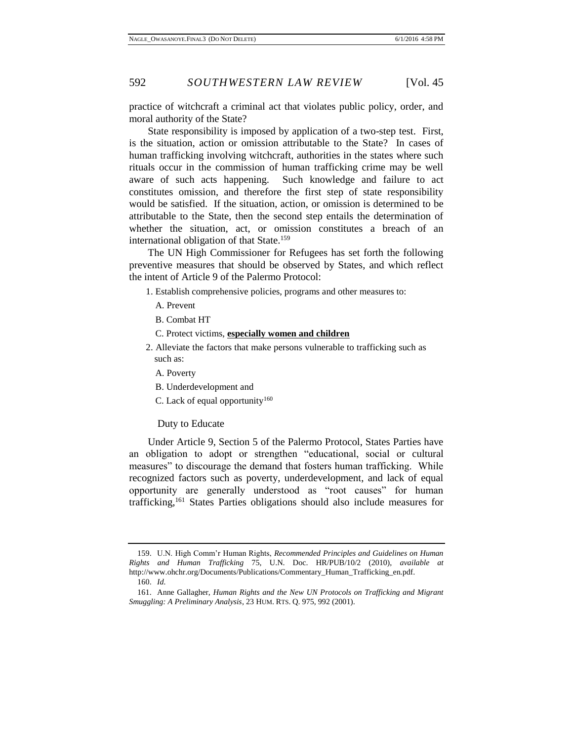practice of witchcraft a criminal act that violates public policy, order, and moral authority of the State?

State responsibility is imposed by application of a two-step test. First, is the situation, action or omission attributable to the State? In cases of human trafficking involving witchcraft, authorities in the states where such rituals occur in the commission of human trafficking crime may be well aware of such acts happening. Such knowledge and failure to act constitutes omission, and therefore the first step of state responsibility would be satisfied. If the situation, action, or omission is determined to be attributable to the State, then the second step entails the determination of whether the situation, act, or omission constitutes a breach of an international obligation of that State.[159]

The UN High Commissioner for Refugees has set forth the following preventive measures that should be observed by States, and which reflect the intent of Article 9 of the Palermo Protocol:

1. Establish comprehensive policies, programs and other measures to:
   - A. Prevent
   - B. Combat HT
   - C. Protect victims, **<u>especially women and children</u>**
2. Alleviate the factors that make persons vulnerable to trafficking such as such as:
   - A. Poverty
   - B. Underdevelopment and
   - C. Lack of equal opportunity[160]

Duty to Educate

Under Article 9, Section 5 of the Palermo Protocol, States Parties have an obligation to adopt or strengthen "educational, social or cultural measures" to discourage the demand that fosters human trafficking. While recognized factors such as poverty, underdevelopment, and lack of equal opportunity are generally understood as "root causes" for human trafficking,[161] States Parties obligations should also include measures for

---

159. U.N. High Comm'r Human Rights, *Recommended Principles and Guidelines on Human Rights and Human Trafficking* 75, U.N. Doc. HR/PUB/10/2 (2010), *available at* http://www.ohchr.org/Documents/Publications/Commentary_Human_Trafficking_en.pdf.

160. *Id.*

161. Anne Gallagher, *Human Rights and the New UN Protocols on Trafficking and Migrant Smuggling: A Preliminary Analysis*, 23 HUM. RTS. Q. 975, 992 (2001).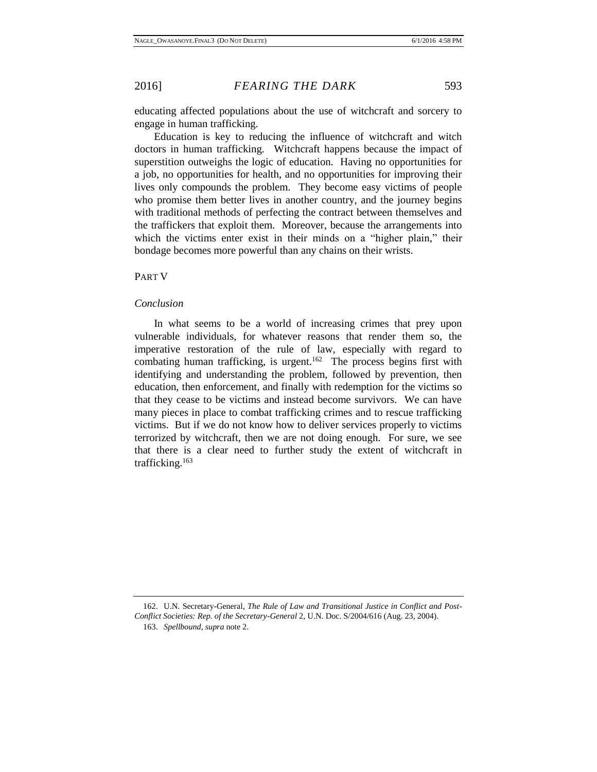educating affected populations about the use of witchcraft and sorcery to engage in human trafficking.

Education is key to reducing the influence of witchcraft and witch doctors in human trafficking. Witchcraft happens because the impact of superstition outweighs the logic of education. Having no opportunities for a job, no opportunities for health, and no opportunities for improving their lives only compounds the problem. They become easy victims of people who promise them better lives in another country, and the journey begins with traditional methods of perfecting the contract between themselves and the traffickers that exploit them. Moreover, because the arrangements into which the victims enter exist in their minds on a "higher plain," their bondage becomes more powerful than any chains on their wrists.

## PART V

### *Conclusion*

In what seems to be a world of increasing crimes that prey upon vulnerable individuals, for whatever reasons that render them so, the imperative restoration of the rule of law, especially with regard to combating human trafficking, is urgent.[162] The process begins first with identifying and understanding the problem, followed by prevention, then education, then enforcement, and finally with redemption for the victims so that they cease to be victims and instead become survivors. We can have many pieces in place to combat trafficking crimes and to rescue trafficking victims. But if we do not know how to deliver services properly to victims terrorized by witchcraft, then we are not doing enough. For sure, we see that there is a clear need to further study the extent of witchcraft in trafficking.[163]

---

162. U.N. Secretary-General, *The Rule of Law and Transitional Justice in Conflict and Post-Conflict Societies: Rep. of the Secretary-General* 2, U.N. Doc. S/2004/616 (Aug. 23, 2004).

163. *Spellbound*, *supra* note 2.